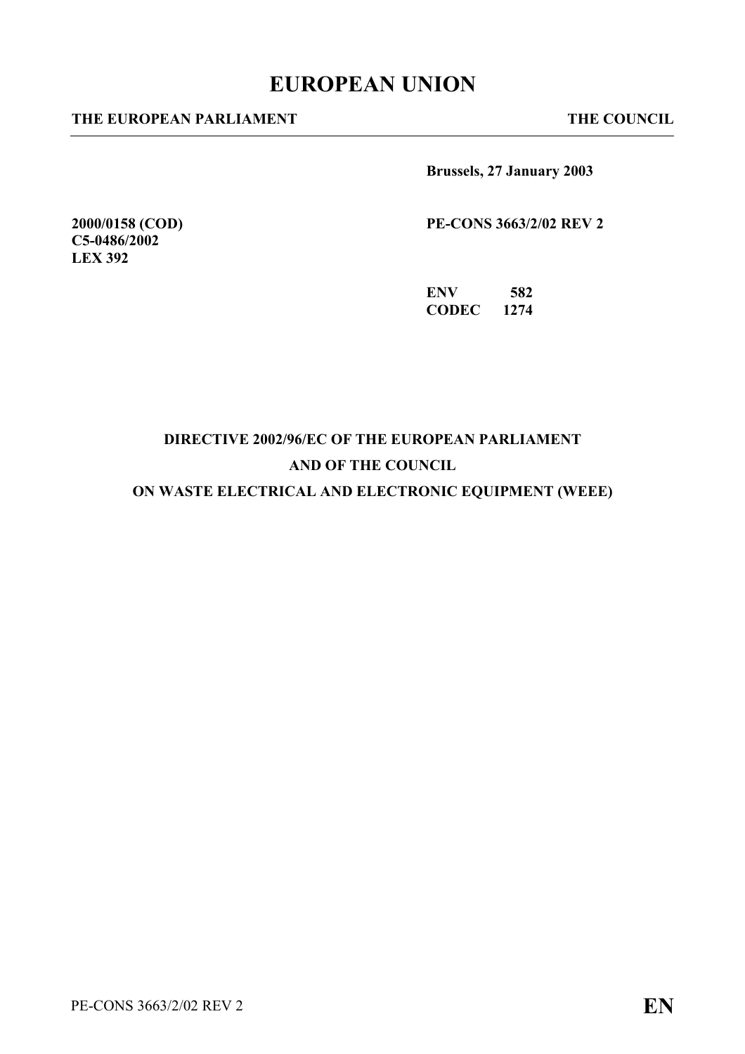# EUROPEAN UNION

**THE EUROPEAN PARLIAMENT** **THE COUNCIL**

**Brussels, 27 January 2003**

**2000/0158 (COD)**
**C5-0486/2002**
**LEX 392**

**PE-CONS 3663/2/02 REV 2**

**ENV 582**
**CODEC 1274**

## DIRECTIVE 2002/96/EC OF THE EUROPEAN PARLIAMENT AND OF THE COUNCIL ON WASTE ELECTRICAL AND ELECTRONIC EQUIPMENT (WEEE)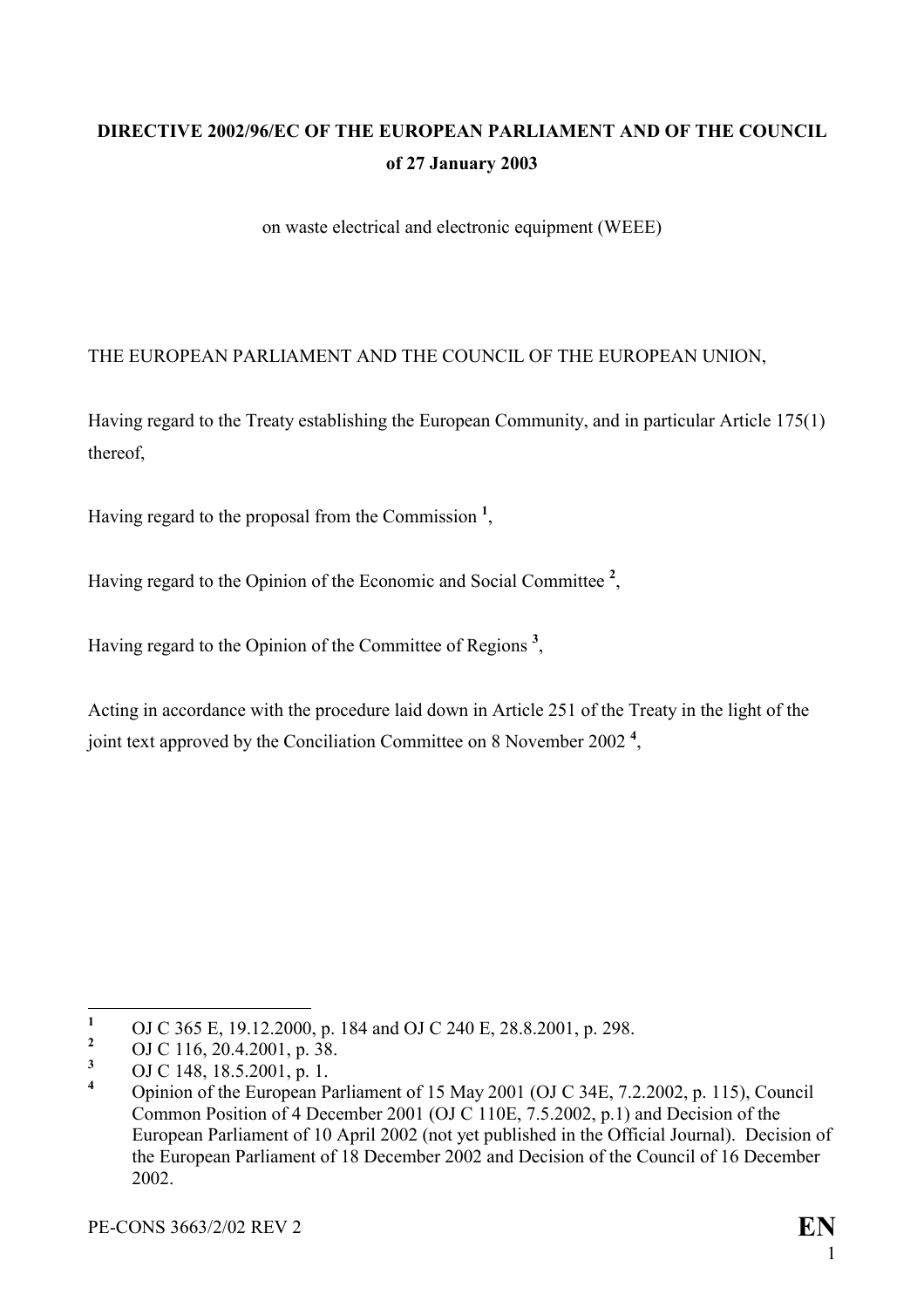**DIRECTIVE 2002/96/EC OF THE EUROPEAN PARLIAMENT AND OF THE COUNCIL**
**of 27 January 2003**

on waste electrical and electronic equipment (WEEE)

THE EUROPEAN PARLIAMENT AND THE COUNCIL OF THE EUROPEAN UNION,

Having regard to the Treaty establishing the European Community, and in particular Article 175(1) thereof,

Having regard to the proposal from the Commission [1],

Having regard to the Opinion of the Economic and Social Committee [2],

Having regard to the Opinion of the Committee of Regions [3],

Acting in accordance with the procedure laid down in Article 251 of the Treaty in the light of the joint text approved by the Conciliation Committee on 8 November 2002 [4],

---

[1] OJ C 365 E, 19.12.2000, p. 184 and OJ C 240 E, 28.8.2001, p. 298.

[2] OJ C 116, 20.4.2001, p. 38.

[3] OJ C 148, 18.5.2001, p. 1.

[4] Opinion of the European Parliament of 15 May 2001 (OJ C 34E, 7.2.2002, p. 115), Council Common Position of 4 December 2001 (OJ C 110E, 7.5.2002, p.1) and Decision of the European Parliament of 10 April 2002 (not yet published in the Official Journal). Decision of the European Parliament of 18 December 2002 and Decision of the Council of 16 December 2002.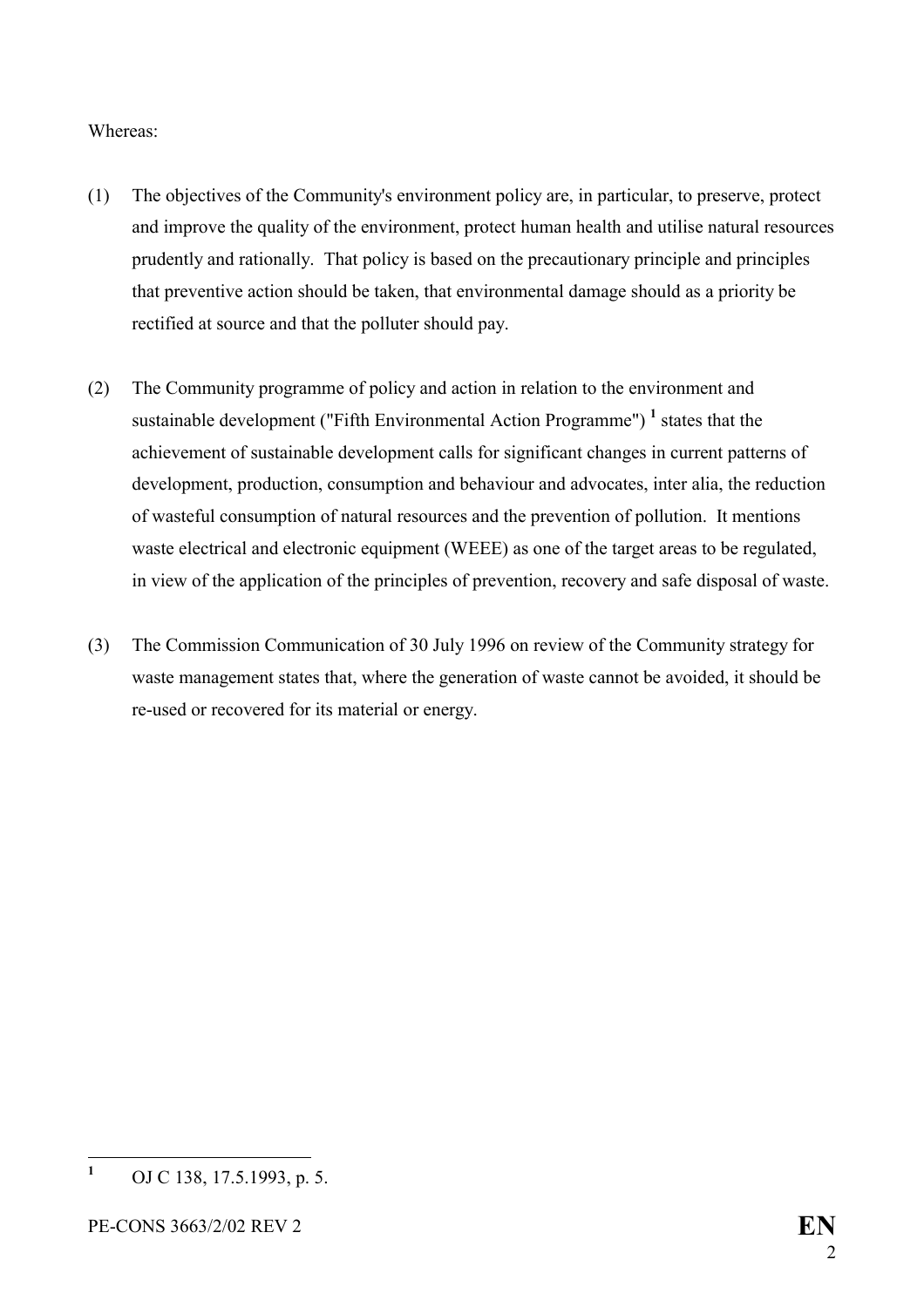Whereas:

(1) The objectives of the Community's environment policy are, in particular, to preserve, protect and improve the quality of the environment, protect human health and utilise natural resources prudently and rationally. That policy is based on the precautionary principle and principles that preventive action should be taken, that environmental damage should as a priority be rectified at source and that the polluter should pay.

(2) The Community programme of policy and action in relation to the environment and sustainable development ("Fifth Environmental Action Programme") [1] states that the achievement of sustainable development calls for significant changes in current patterns of development, production, consumption and behaviour and advocates, inter alia, the reduction of wasteful consumption of natural resources and the prevention of pollution. It mentions waste electrical and electronic equipment (WEEE) as one of the target areas to be regulated, in view of the application of the principles of prevention, recovery and safe disposal of waste.

(3) The Commission Communication of 30 July 1996 on review of the Community strategy for waste management states that, where the generation of waste cannot be avoided, it should be re-used or recovered for its material or energy.

---

[1] OJ C 138, 17.5.1993, p. 5.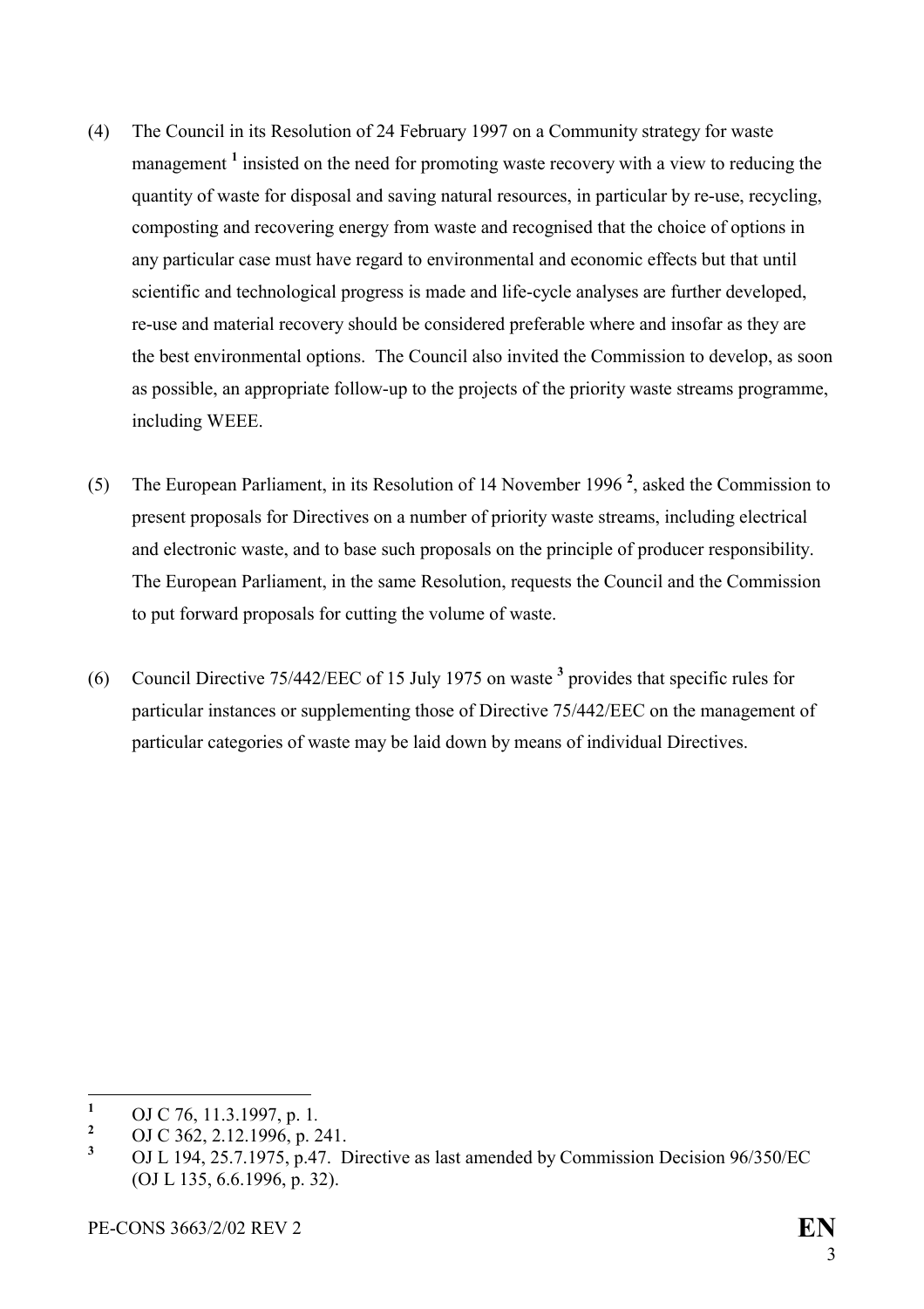(4) The Council in its Resolution of 24 February 1997 on a Community strategy for waste management [1] insisted on the need for promoting waste recovery with a view to reducing the quantity of waste for disposal and saving natural resources, in particular by re-use, recycling, composting and recovering energy from waste and recognised that the choice of options in any particular case must have regard to environmental and economic effects but that until scientific and technological progress is made and life-cycle analyses are further developed, re-use and material recovery should be considered preferable where and insofar as they are the best environmental options. The Council also invited the Commission to develop, as soon as possible, an appropriate follow-up to the projects of the priority waste streams programme, including WEEE.

(5) The European Parliament, in its Resolution of 14 November 1996 [2], asked the Commission to present proposals for Directives on a number of priority waste streams, including electrical and electronic waste, and to base such proposals on the principle of producer responsibility. The European Parliament, in the same Resolution, requests the Council and the Commission to put forward proposals for cutting the volume of waste.

(6) Council Directive 75/442/EEC of 15 July 1975 on waste [3] provides that specific rules for particular instances or supplementing those of Directive 75/442/EEC on the management of particular categories of waste may be laid down by means of individual Directives.

---

[1] OJ C 76, 11.3.1997, p. 1.

[2] OJ C 362, 2.12.1996, p. 241.

[3] OJ L 194, 25.7.1975, p.47. Directive as last amended by Commission Decision 96/350/EC (OJ L 135, 6.6.1996, p. 32).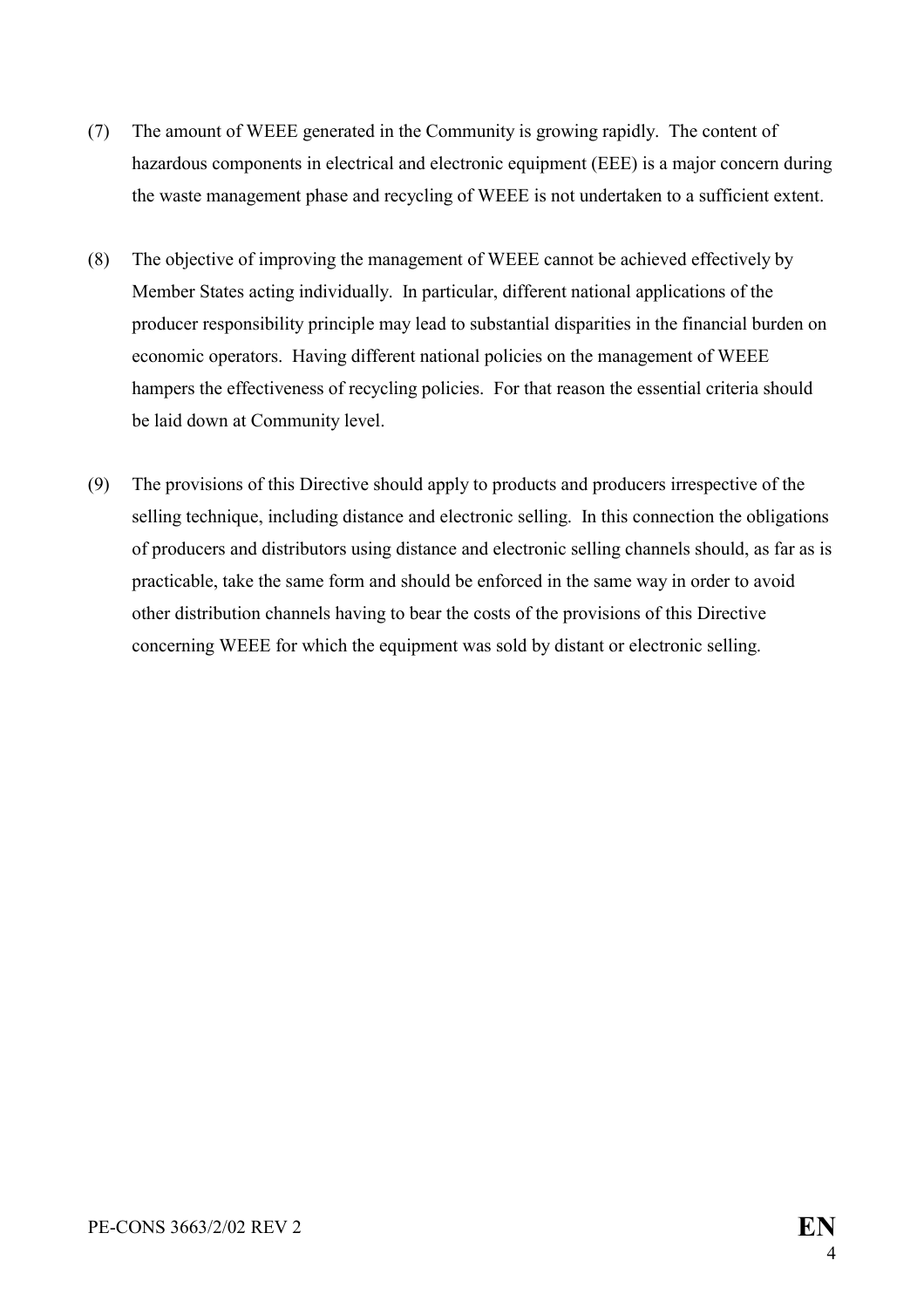(7) The amount of WEEE generated in the Community is growing rapidly. The content of hazardous components in electrical and electronic equipment (EEE) is a major concern during the waste management phase and recycling of WEEE is not undertaken to a sufficient extent.

(8) The objective of improving the management of WEEE cannot be achieved effectively by Member States acting individually. In particular, different national applications of the producer responsibility principle may lead to substantial disparities in the financial burden on economic operators. Having different national policies on the management of WEEE hampers the effectiveness of recycling policies. For that reason the essential criteria should be laid down at Community level.

(9) The provisions of this Directive should apply to products and producers irrespective of the selling technique, including distance and electronic selling. In this connection the obligations of producers and distributors using distance and electronic selling channels should, as far as is practicable, take the same form and should be enforced in the same way in order to avoid other distribution channels having to bear the costs of the provisions of this Directive concerning WEEE for which the equipment was sold by distant or electronic selling.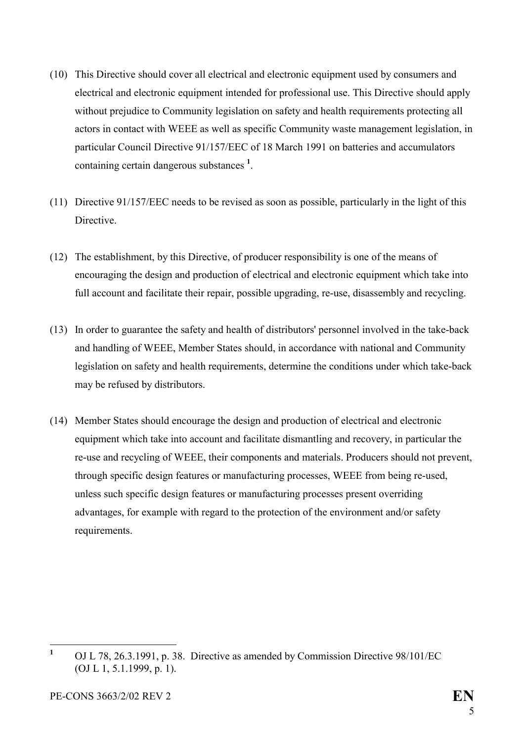(10) This Directive should cover all electrical and electronic equipment used by consumers and electrical and electronic equipment intended for professional use. This Directive should apply without prejudice to Community legislation on safety and health requirements protecting all actors in contact with WEEE as well as specific Community waste management legislation, in particular Council Directive 91/157/EEC of 18 March 1991 on batteries and accumulators containing certain dangerous substances [1].

(11) Directive 91/157/EEC needs to be revised as soon as possible, particularly in the light of this Directive.

(12) The establishment, by this Directive, of producer responsibility is one of the means of encouraging the design and production of electrical and electronic equipment which take into full account and facilitate their repair, possible upgrading, re-use, disassembly and recycling.

(13) In order to guarantee the safety and health of distributors' personnel involved in the take-back and handling of WEEE, Member States should, in accordance with national and Community legislation on safety and health requirements, determine the conditions under which take-back may be refused by distributors.

(14) Member States should encourage the design and production of electrical and electronic equipment which take into account and facilitate dismantling and recovery, in particular the re-use and recycling of WEEE, their components and materials. Producers should not prevent, through specific design features or manufacturing processes, WEEE from being re-used, unless such specific design features or manufacturing processes present overriding advantages, for example with regard to the protection of the environment and/or safety requirements.

---

[1] OJ L 78, 26.3.1991, p. 38. Directive as amended by Commission Directive 98/101/EC (OJ L 1, 5.1.1999, p. 1).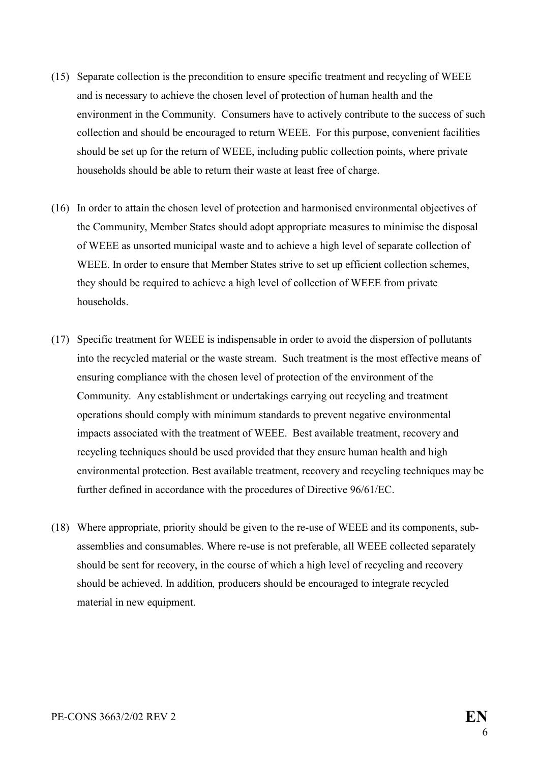(15) Separate collection is the precondition to ensure specific treatment and recycling of WEEE and is necessary to achieve the chosen level of protection of human health and the environment in the Community. Consumers have to actively contribute to the success of such collection and should be encouraged to return WEEE. For this purpose, convenient facilities should be set up for the return of WEEE, including public collection points, where private households should be able to return their waste at least free of charge.

(16) In order to attain the chosen level of protection and harmonised environmental objectives of the Community, Member States should adopt appropriate measures to minimise the disposal of WEEE as unsorted municipal waste and to achieve a high level of separate collection of WEEE. In order to ensure that Member States strive to set up efficient collection schemes, they should be required to achieve a high level of collection of WEEE from private households.

(17) Specific treatment for WEEE is indispensable in order to avoid the dispersion of pollutants into the recycled material or the waste stream. Such treatment is the most effective means of ensuring compliance with the chosen level of protection of the environment of the Community. Any establishment or undertakings carrying out recycling and treatment operations should comply with minimum standards to prevent negative environmental impacts associated with the treatment of WEEE. Best available treatment, recovery and recycling techniques should be used provided that they ensure human health and high environmental protection. Best available treatment, recovery and recycling techniques may be further defined in accordance with the procedures of Directive 96/61/EC.

(18) Where appropriate, priority should be given to the re-use of WEEE and its components, sub-assemblies and consumables. Where re-use is not preferable, all WEEE collected separately should be sent for recovery, in the course of which a high level of recycling and recovery should be achieved. In addition*,* producers should be encouraged to integrate recycled material in new equipment.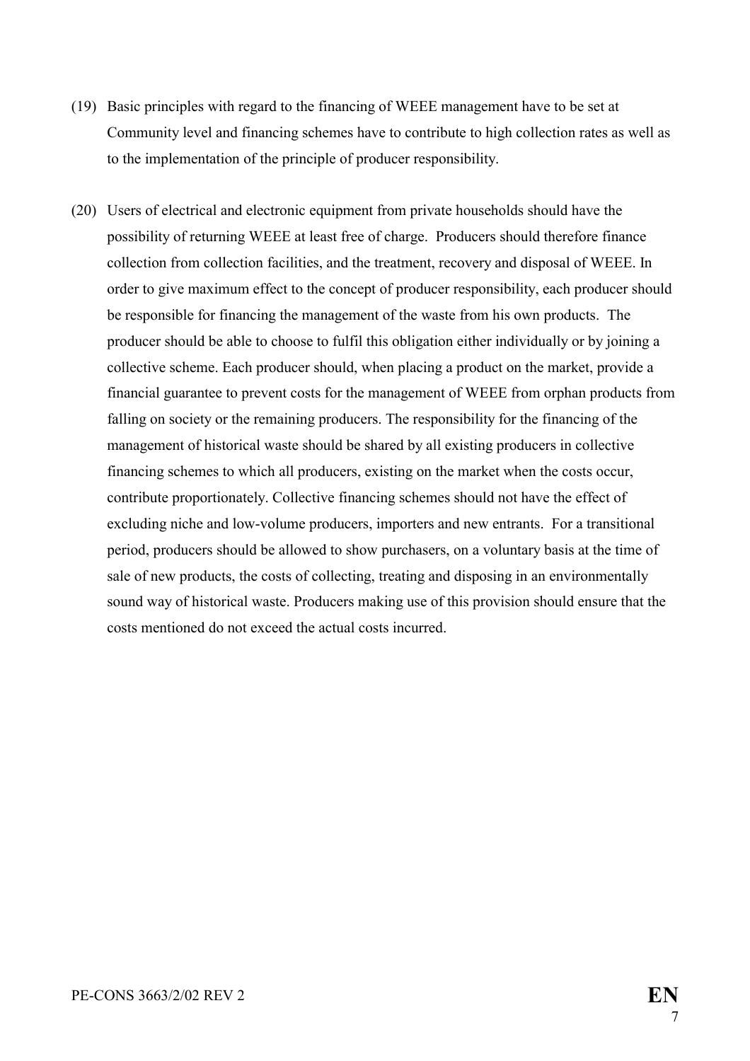(19) Basic principles with regard to the financing of WEEE management have to be set at Community level and financing schemes have to contribute to high collection rates as well as to the implementation of the principle of producer responsibility.

(20) Users of electrical and electronic equipment from private households should have the possibility of returning WEEE at least free of charge. Producers should therefore finance collection from collection facilities, and the treatment, recovery and disposal of WEEE. In order to give maximum effect to the concept of producer responsibility, each producer should be responsible for financing the management of the waste from his own products. The producer should be able to choose to fulfil this obligation either individually or by joining a collective scheme. Each producer should, when placing a product on the market, provide a financial guarantee to prevent costs for the management of WEEE from orphan products from falling on society or the remaining producers. The responsibility for the financing of the management of historical waste should be shared by all existing producers in collective financing schemes to which all producers, existing on the market when the costs occur, contribute proportionately. Collective financing schemes should not have the effect of excluding niche and low-volume producers, importers and new entrants. For a transitional period, producers should be allowed to show purchasers, on a voluntary basis at the time of sale of new products, the costs of collecting, treating and disposing in an environmentally sound way of historical waste. Producers making use of this provision should ensure that the costs mentioned do not exceed the actual costs incurred.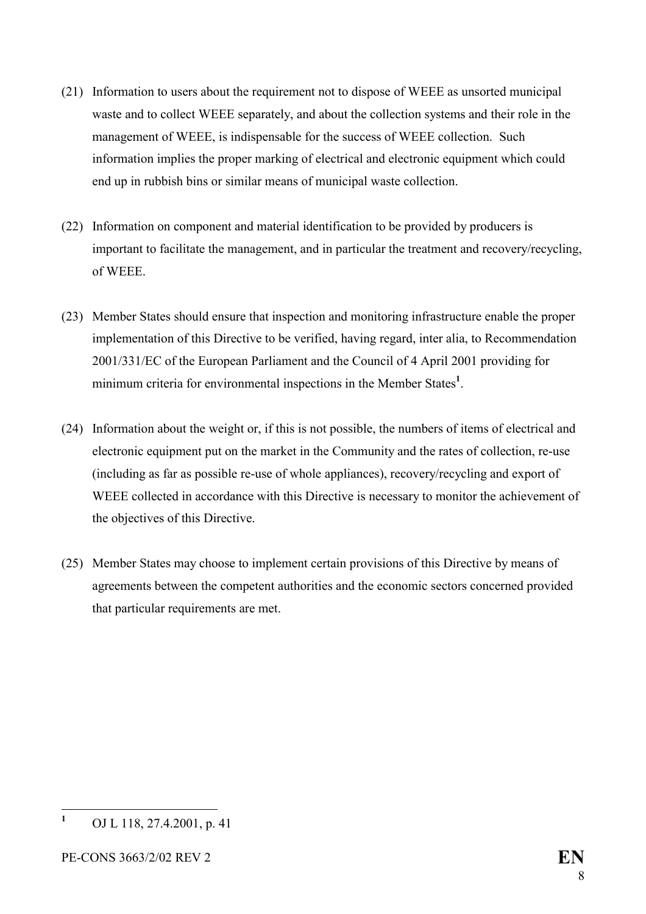(21) Information to users about the requirement not to dispose of WEEE as unsorted municipal waste and to collect WEEE separately, and about the collection systems and their role in the management of WEEE, is indispensable for the success of WEEE collection. Such information implies the proper marking of electrical and electronic equipment which could end up in rubbish bins or similar means of municipal waste collection.

(22) Information on component and material identification to be provided by producers is important to facilitate the management, and in particular the treatment and recovery/recycling, of WEEE.

(23) Member States should ensure that inspection and monitoring infrastructure enable the proper implementation of this Directive to be verified, having regard, inter alia, to Recommendation 2001/331/EC of the European Parliament and the Council of 4 April 2001 providing for minimum criteria for environmental inspections in the Member States[1].

(24) Information about the weight or, if this is not possible, the numbers of items of electrical and electronic equipment put on the market in the Community and the rates of collection, re-use (including as far as possible re-use of whole appliances), recovery/recycling and export of WEEE collected in accordance with this Directive is necessary to monitor the achievement of the objectives of this Directive.

(25) Member States may choose to implement certain provisions of this Directive by means of agreements between the competent authorities and the economic sectors concerned provided that particular requirements are met.

---

[1] OJ L 118, 27.4.2001, p. 41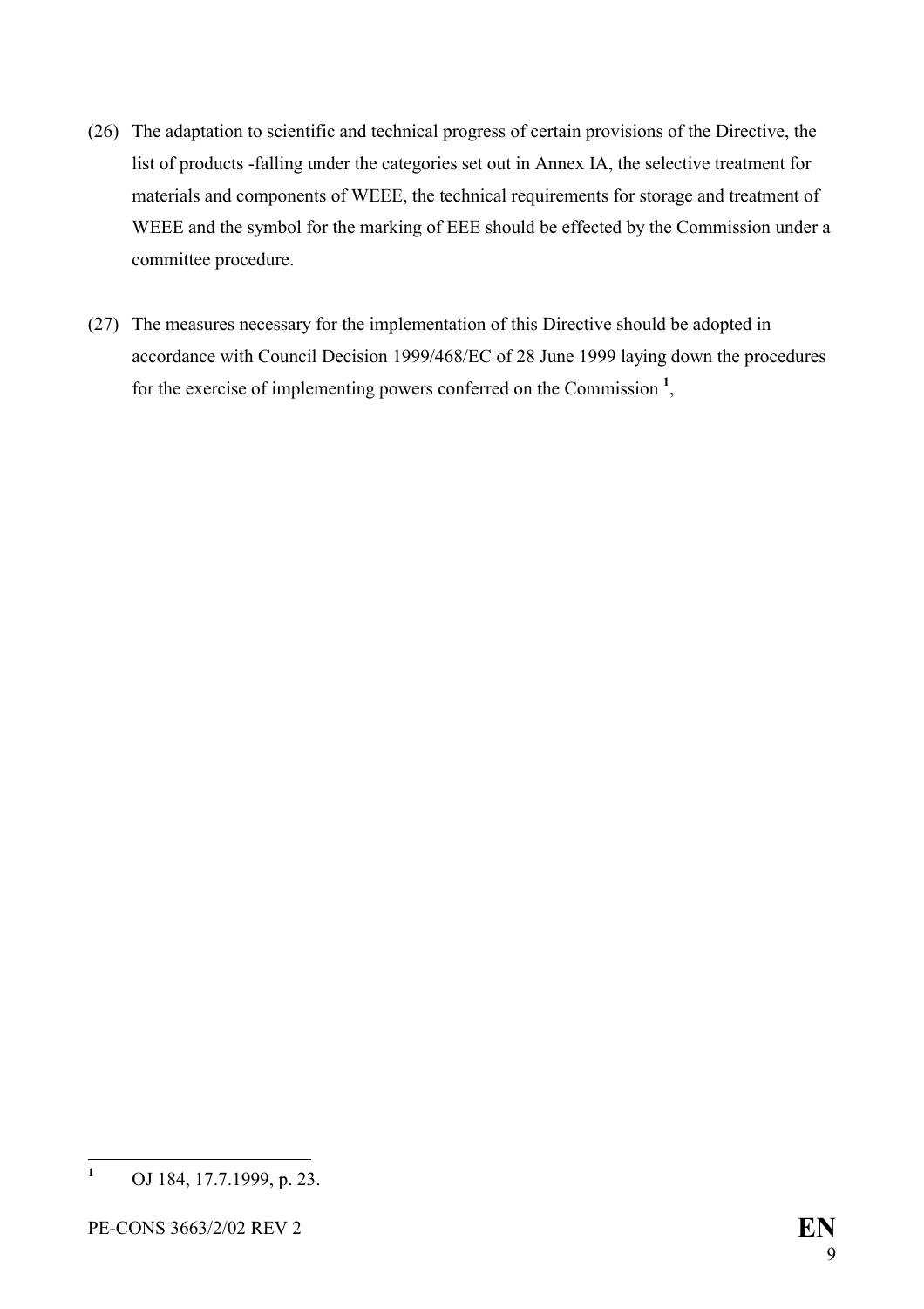(26) The adaptation to scientific and technical progress of certain provisions of the Directive, the list of products -falling under the categories set out in Annex IA, the selective treatment for materials and components of WEEE, the technical requirements for storage and treatment of WEEE and the symbol for the marking of EEE should be effected by the Commission under a committee procedure.

(27) The measures necessary for the implementation of this Directive should be adopted in accordance with Council Decision 1999/468/EC of 28 June 1999 laying down the procedures for the exercise of implementing powers conferred on the Commission [1],

---

[1] OJ 184, 17.7.1999, p. 23.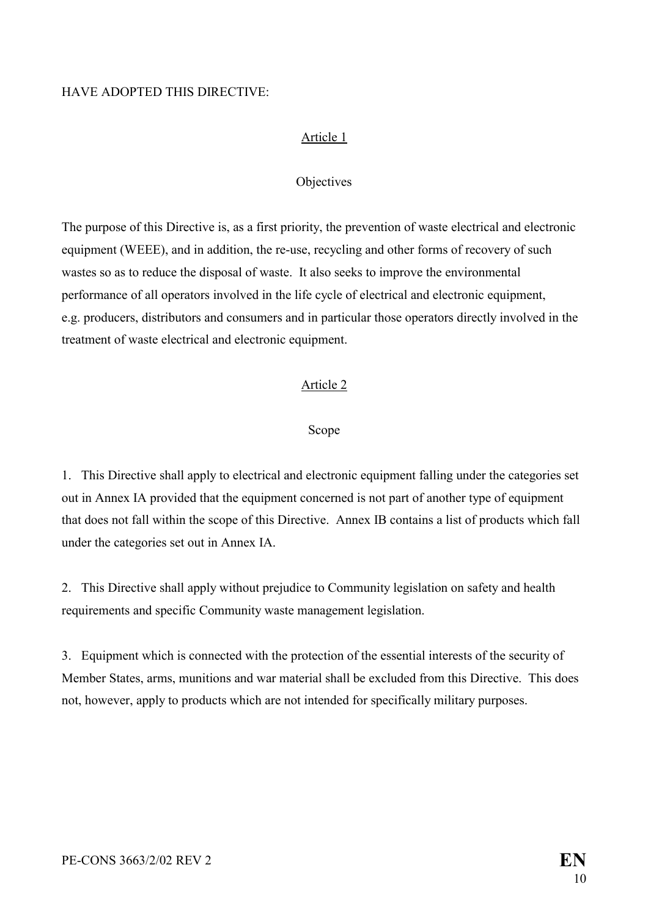HAVE ADOPTED THIS DIRECTIVE:

## Article 1

### Objectives

The purpose of this Directive is, as a first priority, the prevention of waste electrical and electronic equipment (WEEE), and in addition, the re-use, recycling and other forms of recovery of such wastes so as to reduce the disposal of waste. It also seeks to improve the environmental performance of all operators involved in the life cycle of electrical and electronic equipment, e.g. producers, distributors and consumers and in particular those operators directly involved in the treatment of waste electrical and electronic equipment.

## Article 2

### Scope

1. This Directive shall apply to electrical and electronic equipment falling under the categories set out in Annex IA provided that the equipment concerned is not part of another type of equipment that does not fall within the scope of this Directive. Annex IB contains a list of products which fall under the categories set out in Annex IA.

2. This Directive shall apply without prejudice to Community legislation on safety and health requirements and specific Community waste management legislation.

3. Equipment which is connected with the protection of the essential interests of the security of Member States, arms, munitions and war material shall be excluded from this Directive. This does not, however, apply to products which are not intended for specifically military purposes.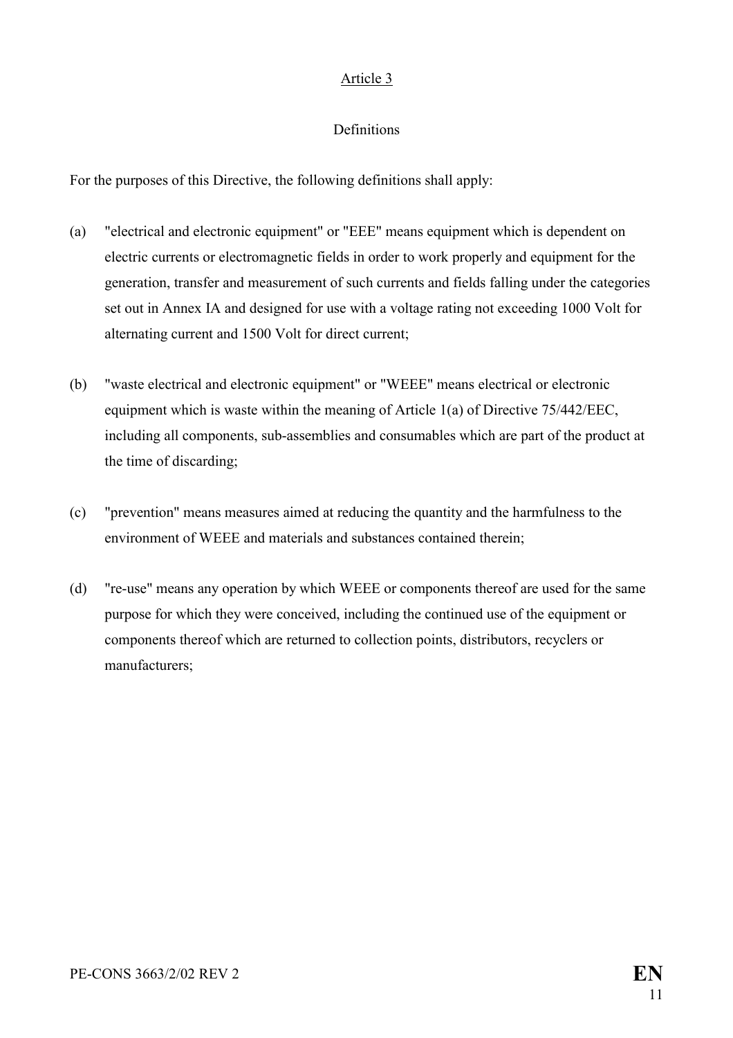## Article 3

### Definitions

For the purposes of this Directive, the following definitions shall apply:

(a) "electrical and electronic equipment" or "EEE" means equipment which is dependent on electric currents or electromagnetic fields in order to work properly and equipment for the generation, transfer and measurement of such currents and fields falling under the categories set out in Annex IA and designed for use with a voltage rating not exceeding 1000 Volt for alternating current and 1500 Volt for direct current;

(b) "waste electrical and electronic equipment" or "WEEE" means electrical or electronic equipment which is waste within the meaning of Article 1(a) of Directive 75/442/EEC, including all components, sub-assemblies and consumables which are part of the product at the time of discarding;

(c) "prevention" means measures aimed at reducing the quantity and the harmfulness to the environment of WEEE and materials and substances contained therein;

(d) "re-use" means any operation by which WEEE or components thereof are used for the same purpose for which they were conceived, including the continued use of the equipment or components thereof which are returned to collection points, distributors, recyclers or manufacturers;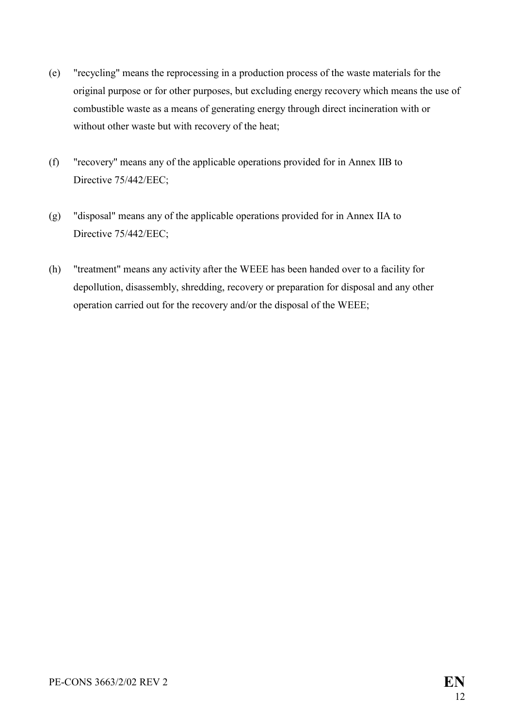(e) "recycling" means the reprocessing in a production process of the waste materials for the original purpose or for other purposes, but excluding energy recovery which means the use of combustible waste as a means of generating energy through direct incineration with or without other waste but with recovery of the heat;

(f) "recovery" means any of the applicable operations provided for in Annex IIB to Directive 75/442/EEC;

(g) "disposal" means any of the applicable operations provided for in Annex IIA to Directive 75/442/EEC;

(h) "treatment" means any activity after the WEEE has been handed over to a facility for depollution, disassembly, shredding, recovery or preparation for disposal and any other operation carried out for the recovery and/or the disposal of the WEEE;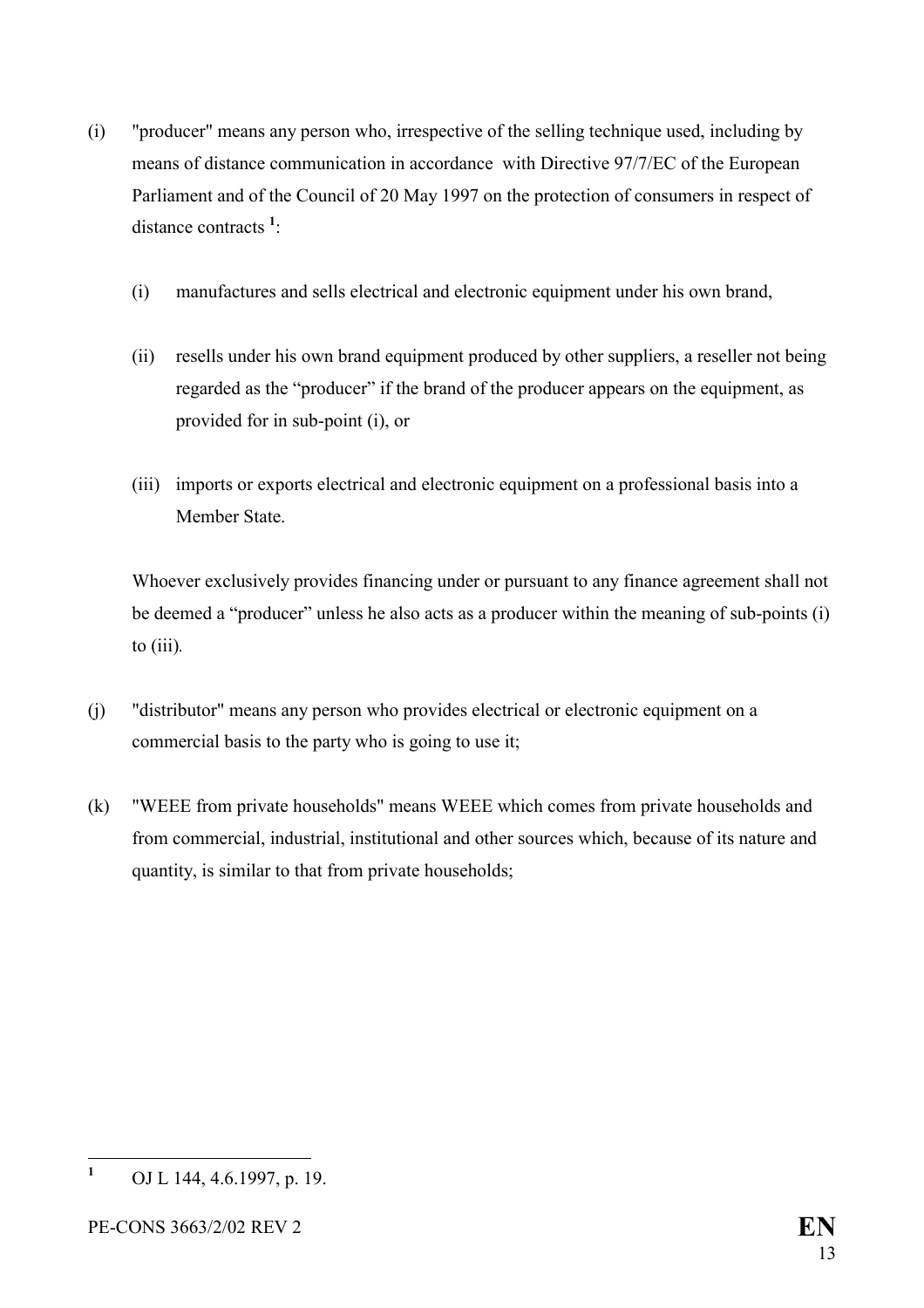(i) "producer" means any person who, irrespective of the selling technique used, including by means of distance communication in accordance with Directive 97/7/EC of the European Parliament and of the Council of 20 May 1997 on the protection of consumers in respect of distance contracts [1]:

  (i) manufactures and sells electrical and electronic equipment under his own brand,

  (ii) resells under his own brand equipment produced by other suppliers, a reseller not being regarded as the "producer" if the brand of the producer appears on the equipment, as provided for in sub-point (i), or

  (iii) imports or exports electrical and electronic equipment on a professional basis into a Member State.

  Whoever exclusively provides financing under or pursuant to any finance agreement shall not be deemed a "producer" unless he also acts as a producer within the meaning of sub-points (i) to (iii).

(j) "distributor" means any person who provides electrical or electronic equipment on a commercial basis to the party who is going to use it;

(k) "WEEE from private households" means WEEE which comes from private households and from commercial, industrial, institutional and other sources which, because of its nature and quantity, is similar to that from private households;

---

[1] OJ L 144, 4.6.1997, p. 19.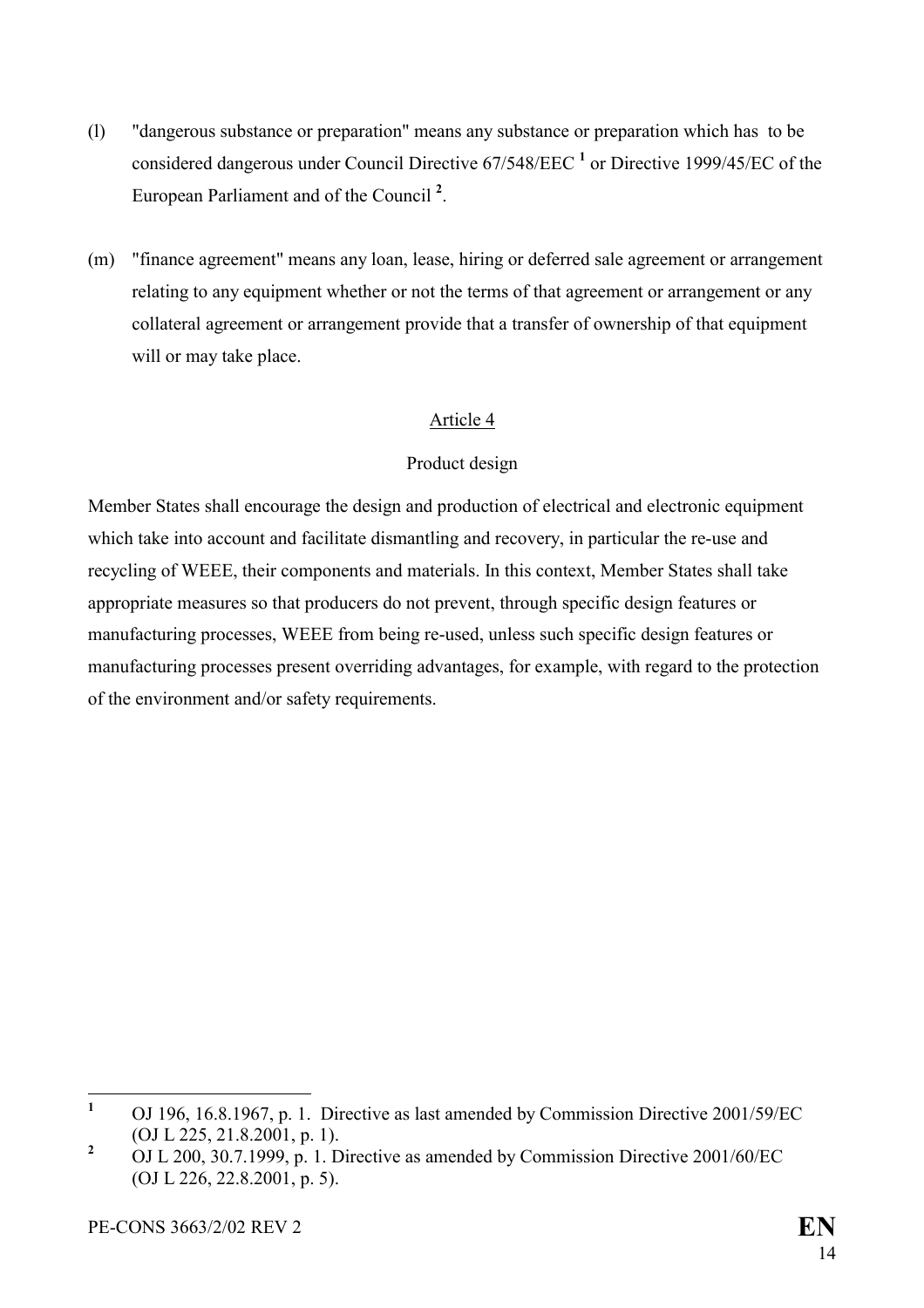(l) "dangerous substance or preparation" means any substance or preparation which has to be considered dangerous under Council Directive 67/548/EEC [1] or Directive 1999/45/EC of the European Parliament and of the Council [2].

(m) "finance agreement" means any loan, lease, hiring or deferred sale agreement or arrangement relating to any equipment whether or not the terms of that agreement or arrangement or any collateral agreement or arrangement provide that a transfer of ownership of that equipment will or may take place.

## Article 4

### Product design

Member States shall encourage the design and production of electrical and electronic equipment which take into account and facilitate dismantling and recovery, in particular the re-use and recycling of WEEE, their components and materials. In this context, Member States shall take appropriate measures so that producers do not prevent, through specific design features or manufacturing processes, WEEE from being re-used, unless such specific design features or manufacturing processes present overriding advantages, for example, with regard to the protection of the environment and/or safety requirements.

---

[1] OJ 196, 16.8.1967, p. 1. Directive as last amended by Commission Directive 2001/59/EC (OJ L 225, 21.8.2001, p. 1).

[2] OJ L 200, 30.7.1999, p. 1. Directive as amended by Commission Directive 2001/60/EC (OJ L 226, 22.8.2001, p. 5).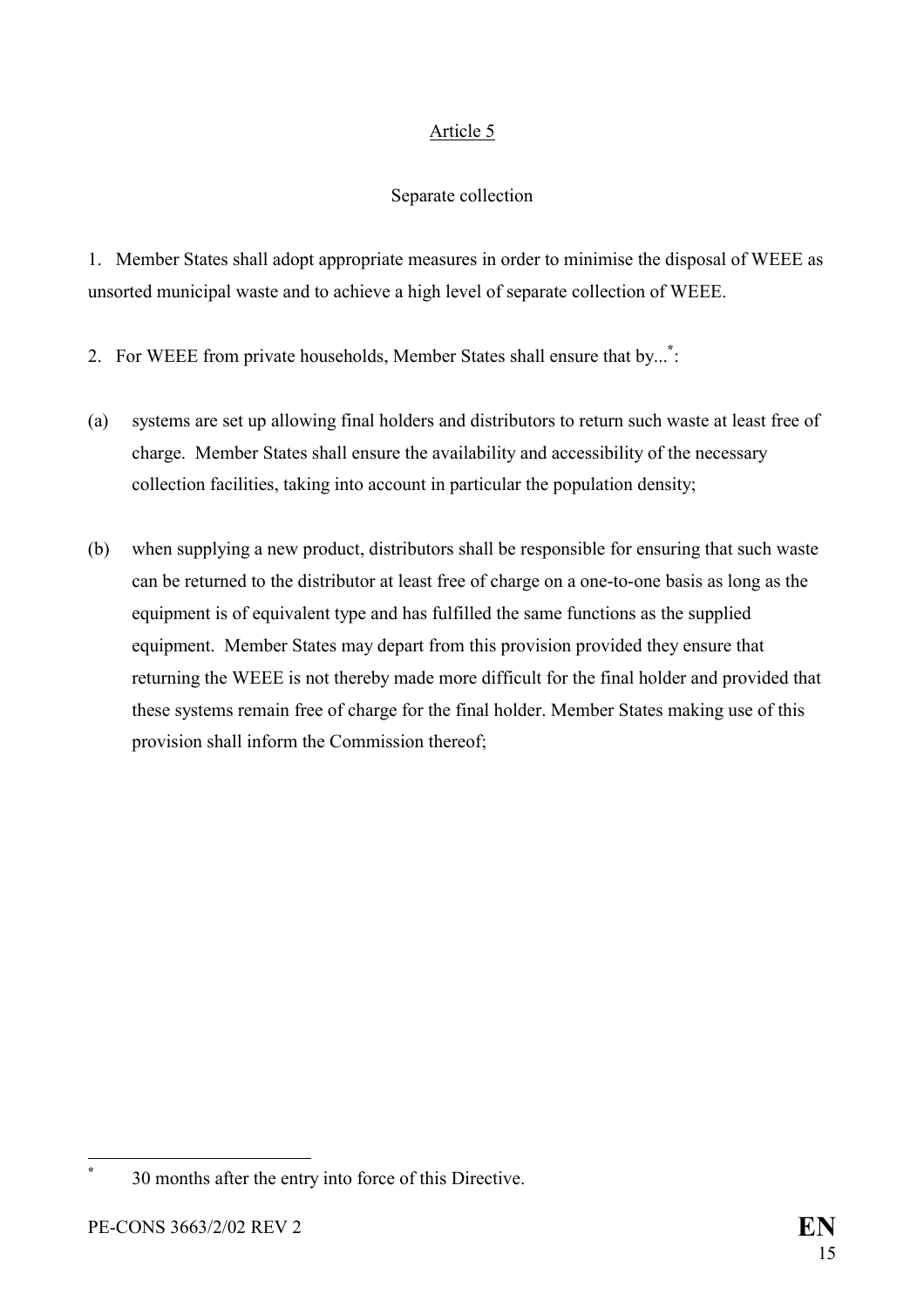## Article 5

### Separate collection

1. Member States shall adopt appropriate measures in order to minimise the disposal of WEEE as unsorted municipal waste and to achieve a high level of separate collection of WEEE.

2. For WEEE from private households, Member States shall ensure that by...[*]:

(a) systems are set up allowing final holders and distributors to return such waste at least free of charge. Member States shall ensure the availability and accessibility of the necessary collection facilities, taking into account in particular the population density;

(b) when supplying a new product, distributors shall be responsible for ensuring that such waste can be returned to the distributor at least free of charge on a one-to-one basis as long as the equipment is of equivalent type and has fulfilled the same functions as the supplied equipment. Member States may depart from this provision provided they ensure that returning the WEEE is not thereby made more difficult for the final holder and provided that these systems remain free of charge for the final holder. Member States making use of this provision shall inform the Commission thereof;

---

[*] 30 months after the entry into force of this Directive.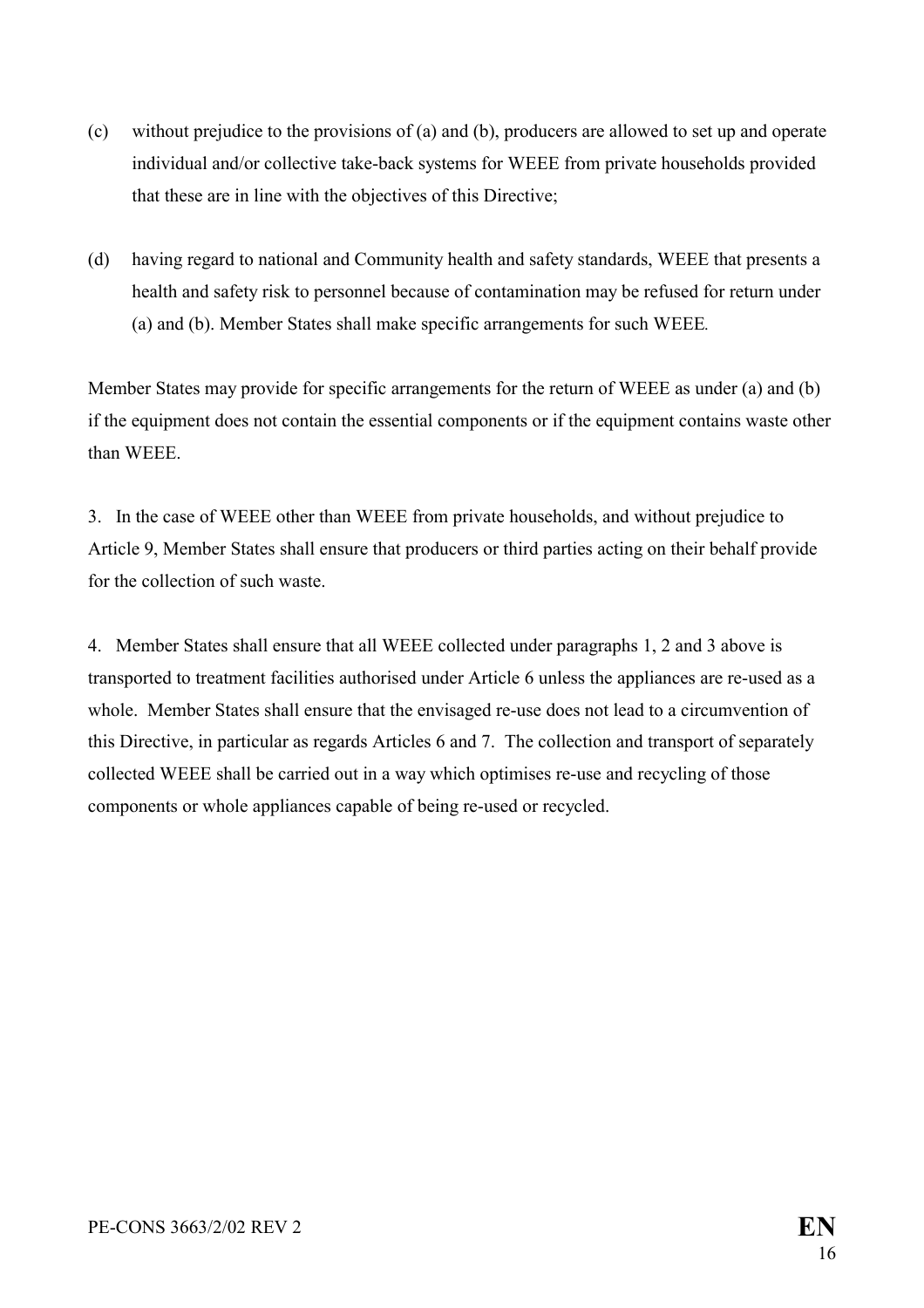(c) without prejudice to the provisions of (a) and (b), producers are allowed to set up and operate individual and/or collective take-back systems for WEEE from private households provided that these are in line with the objectives of this Directive;

(d) having regard to national and Community health and safety standards, WEEE that presents a health and safety risk to personnel because of contamination may be refused for return under (a) and (b). Member States shall make specific arrangements for such WEEE.

Member States may provide for specific arrangements for the return of WEEE as under (a) and (b) if the equipment does not contain the essential components or if the equipment contains waste other than WEEE.

3. In the case of WEEE other than WEEE from private households, and without prejudice to Article 9, Member States shall ensure that producers or third parties acting on their behalf provide for the collection of such waste.

4. Member States shall ensure that all WEEE collected under paragraphs 1, 2 and 3 above is transported to treatment facilities authorised under Article 6 unless the appliances are re-used as a whole. Member States shall ensure that the envisaged re-use does not lead to a circumvention of this Directive, in particular as regards Articles 6 and 7. The collection and transport of separately collected WEEE shall be carried out in a way which optimises re-use and recycling of those components or whole appliances capable of being re-used or recycled.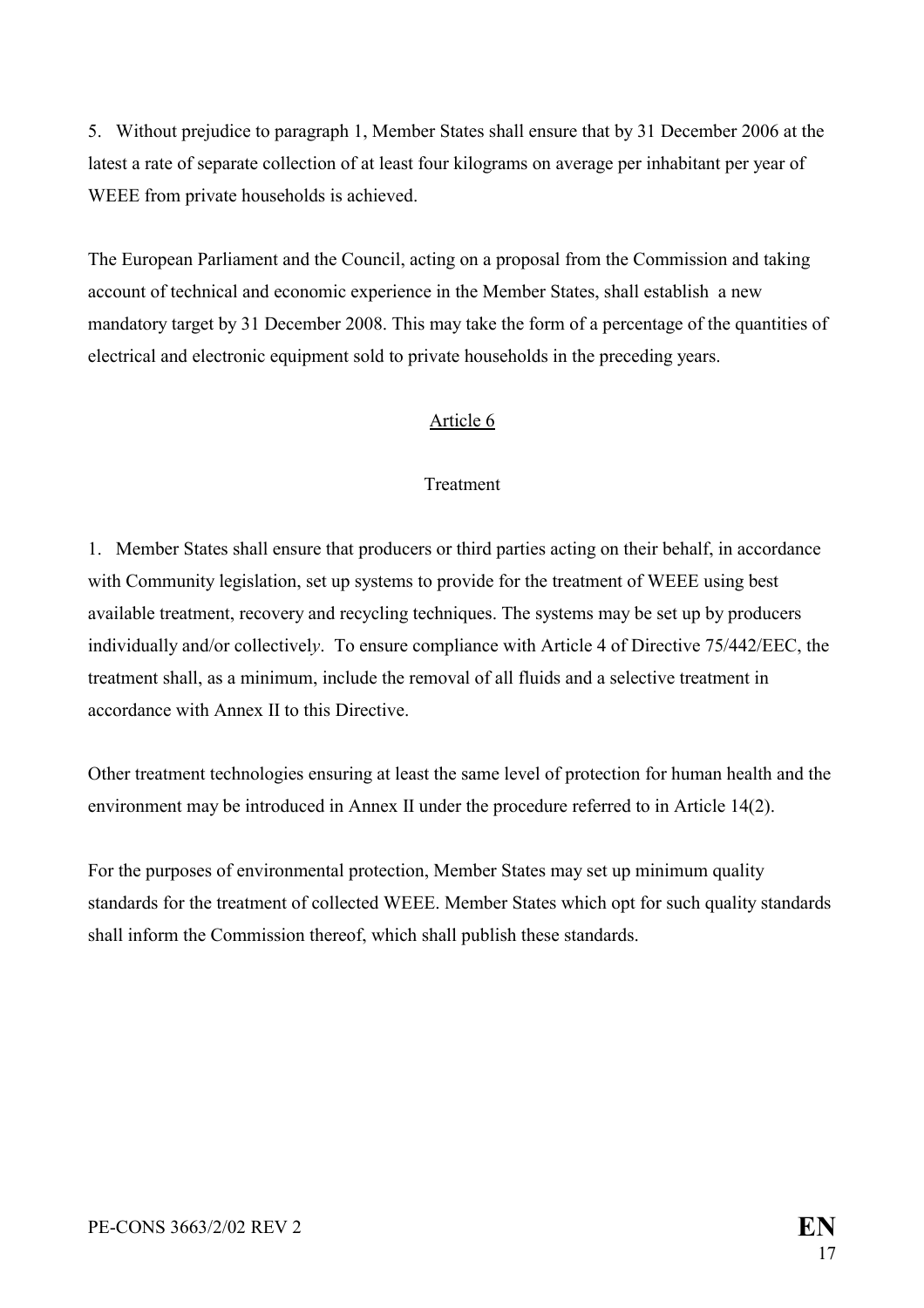5. Without prejudice to paragraph 1, Member States shall ensure that by 31 December 2006 at the latest a rate of separate collection of at least four kilograms on average per inhabitant per year of WEEE from private households is achieved.

The European Parliament and the Council, acting on a proposal from the Commission and taking account of technical and economic experience in the Member States, shall establish a new mandatory target by 31 December 2008. This may take the form of a percentage of the quantities of electrical and electronic equipment sold to private households in the preceding years.

## Article 6

### Treatment

1. Member States shall ensure that producers or third parties acting on their behalf, in accordance with Community legislation, set up systems to provide for the treatment of WEEE using best available treatment, recovery and recycling techniques. The systems may be set up by producers individually and/or collectively. To ensure compliance with Article 4 of Directive 75/442/EEC, the treatment shall, as a minimum, include the removal of all fluids and a selective treatment in accordance with Annex II to this Directive.

Other treatment technologies ensuring at least the same level of protection for human health and the environment may be introduced in Annex II under the procedure referred to in Article 14(2).

For the purposes of environmental protection, Member States may set up minimum quality standards for the treatment of collected WEEE. Member States which opt for such quality standards shall inform the Commission thereof, which shall publish these standards.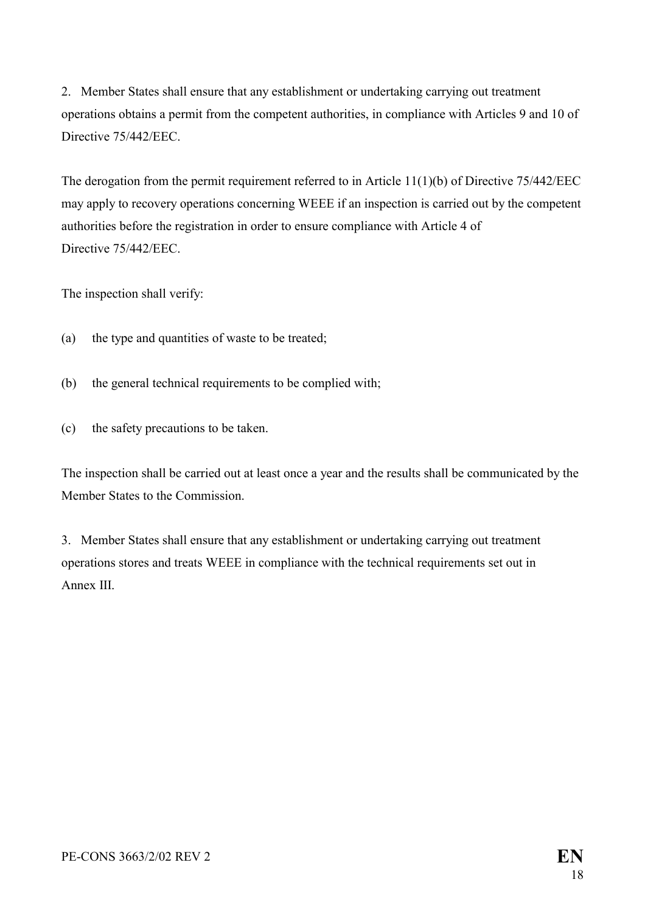2. Member States shall ensure that any establishment or undertaking carrying out treatment operations obtains a permit from the competent authorities, in compliance with Articles 9 and 10 of Directive 75/442/EEC.

The derogation from the permit requirement referred to in Article 11(1)(b) of Directive 75/442/EEC may apply to recovery operations concerning WEEE if an inspection is carried out by the competent authorities before the registration in order to ensure compliance with Article 4 of Directive 75/442/EEC.

The inspection shall verify:

(a) the type and quantities of waste to be treated;

(b) the general technical requirements to be complied with;

(c) the safety precautions to be taken.

The inspection shall be carried out at least once a year and the results shall be communicated by the Member States to the Commission.

3. Member States shall ensure that any establishment or undertaking carrying out treatment operations stores and treats WEEE in compliance with the technical requirements set out in Annex III.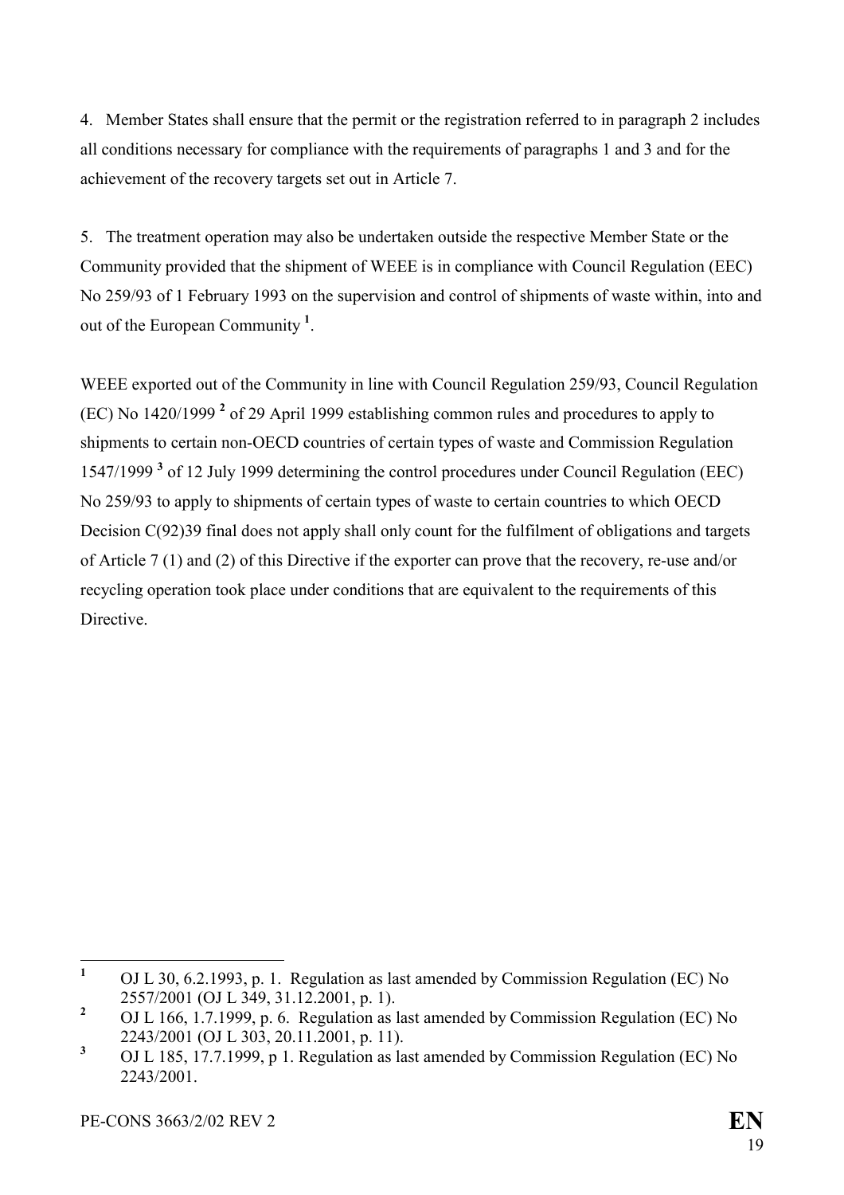4. Member States shall ensure that the permit or the registration referred to in paragraph 2 includes all conditions necessary for compliance with the requirements of paragraphs 1 and 3 and for the achievement of the recovery targets set out in Article 7.

5. The treatment operation may also be undertaken outside the respective Member State or the Community provided that the shipment of WEEE is in compliance with Council Regulation (EEC) No 259/93 of 1 February 1993 on the supervision and control of shipments of waste within, into and out of the European Community [1].

WEEE exported out of the Community in line with Council Regulation 259/93, Council Regulation (EC) No 1420/1999 [2] of 29 April 1999 establishing common rules and procedures to apply to shipments to certain non-OECD countries of certain types of waste and Commission Regulation 1547/1999 [3] of 12 July 1999 determining the control procedures under Council Regulation (EEC) No 259/93 to apply to shipments of certain types of waste to certain countries to which OECD Decision C(92)39 final does not apply shall only count for the fulfilment of obligations and targets of Article 7 (1) and (2) of this Directive if the exporter can prove that the recovery, re-use and/or recycling operation took place under conditions that are equivalent to the requirements of this Directive.

---

[1] OJ L 30, 6.2.1993, p. 1. Regulation as last amended by Commission Regulation (EC) No 2557/2001 (OJ L 349, 31.12.2001, p. 1).

[2] OJ L 166, 1.7.1999, p. 6. Regulation as last amended by Commission Regulation (EC) No 2243/2001 (OJ L 303, 20.11.2001, p. 11).

[3] OJ L 185, 17.7.1999, p 1. Regulation as last amended by Commission Regulation (EC) No 2243/2001.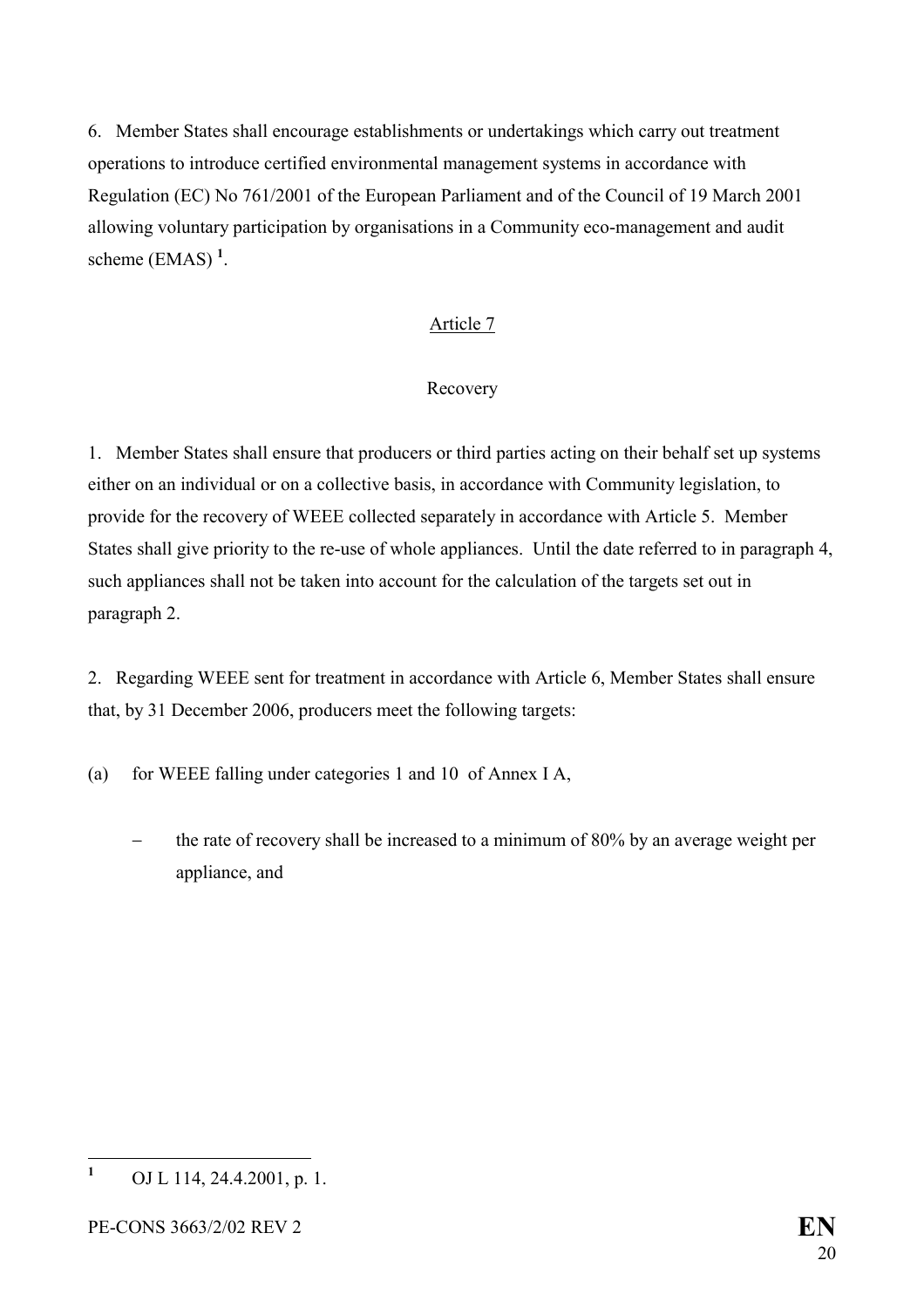6. Member States shall encourage establishments or undertakings which carry out treatment operations to introduce certified environmental management systems in accordance with Regulation (EC) No 761/2001 of the European Parliament and of the Council of 19 March 2001 allowing voluntary participation by organisations in a Community eco-management and audit scheme (EMAS) [1].

## Article 7

### Recovery

1. Member States shall ensure that producers or third parties acting on their behalf set up systems either on an individual or on a collective basis, in accordance with Community legislation, to provide for the recovery of WEEE collected separately in accordance with Article 5. Member States shall give priority to the re-use of whole appliances. Until the date referred to in paragraph 4, such appliances shall not be taken into account for the calculation of the targets set out in paragraph 2.

2. Regarding WEEE sent for treatment in accordance with Article 6, Member States shall ensure that, by 31 December 2006, producers meet the following targets:

(a) for WEEE falling under categories 1 and 10 of Annex I A,

- the rate of recovery shall be increased to a minimum of 80% by an average weight per appliance, and

---

[1] OJ L 114, 24.4.2001, p. 1.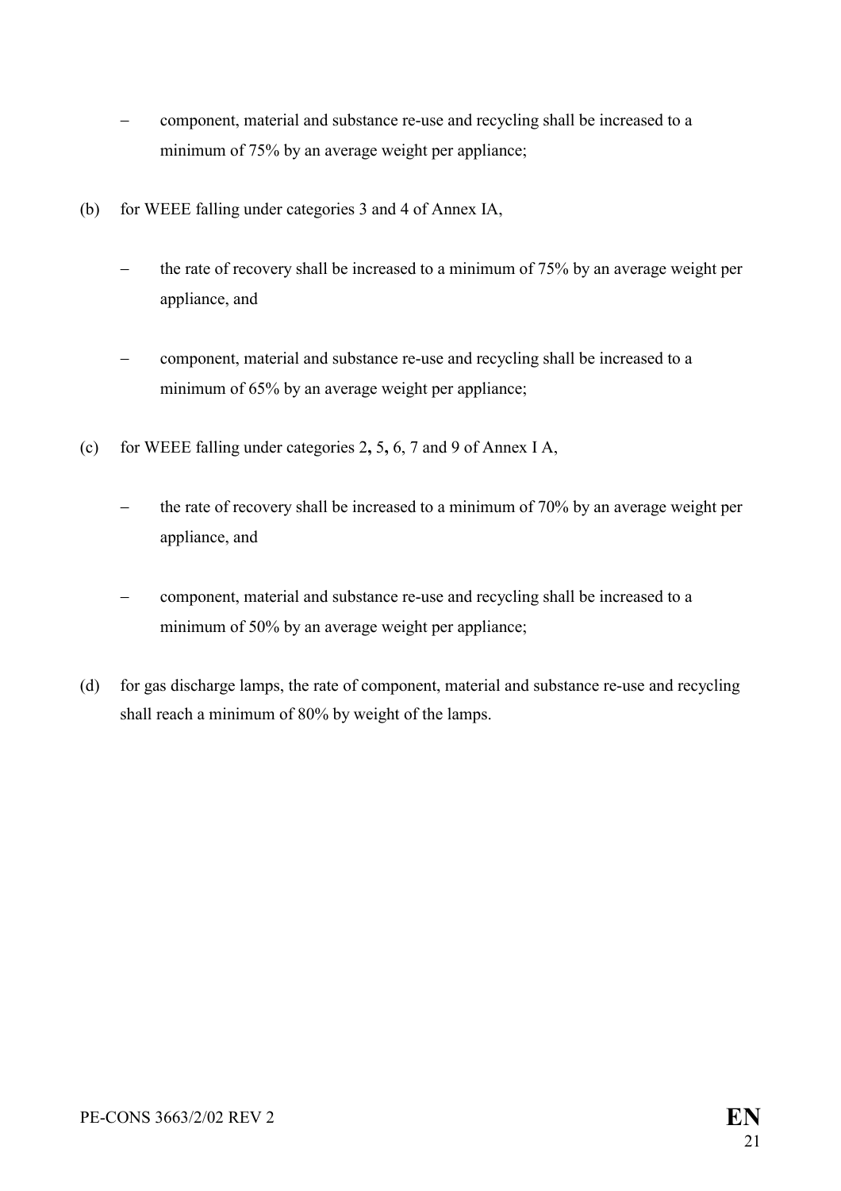- component, material and substance re-use and recycling shall be increased to a minimum of 75% by an average weight per appliance;

(b) for WEEE falling under categories 3 and 4 of Annex IA,

- the rate of recovery shall be increased to a minimum of 75% by an average weight per appliance, and

- component, material and substance re-use and recycling shall be increased to a minimum of 65% by an average weight per appliance;

(c) for WEEE falling under categories 2**,** 5**,** 6, 7 and 9 of Annex I A,

- the rate of recovery shall be increased to a minimum of 70% by an average weight per appliance, and

- component, material and substance re-use and recycling shall be increased to a minimum of 50% by an average weight per appliance;

(d) for gas discharge lamps, the rate of component, material and substance re-use and recycling shall reach a minimum of 80% by weight of the lamps.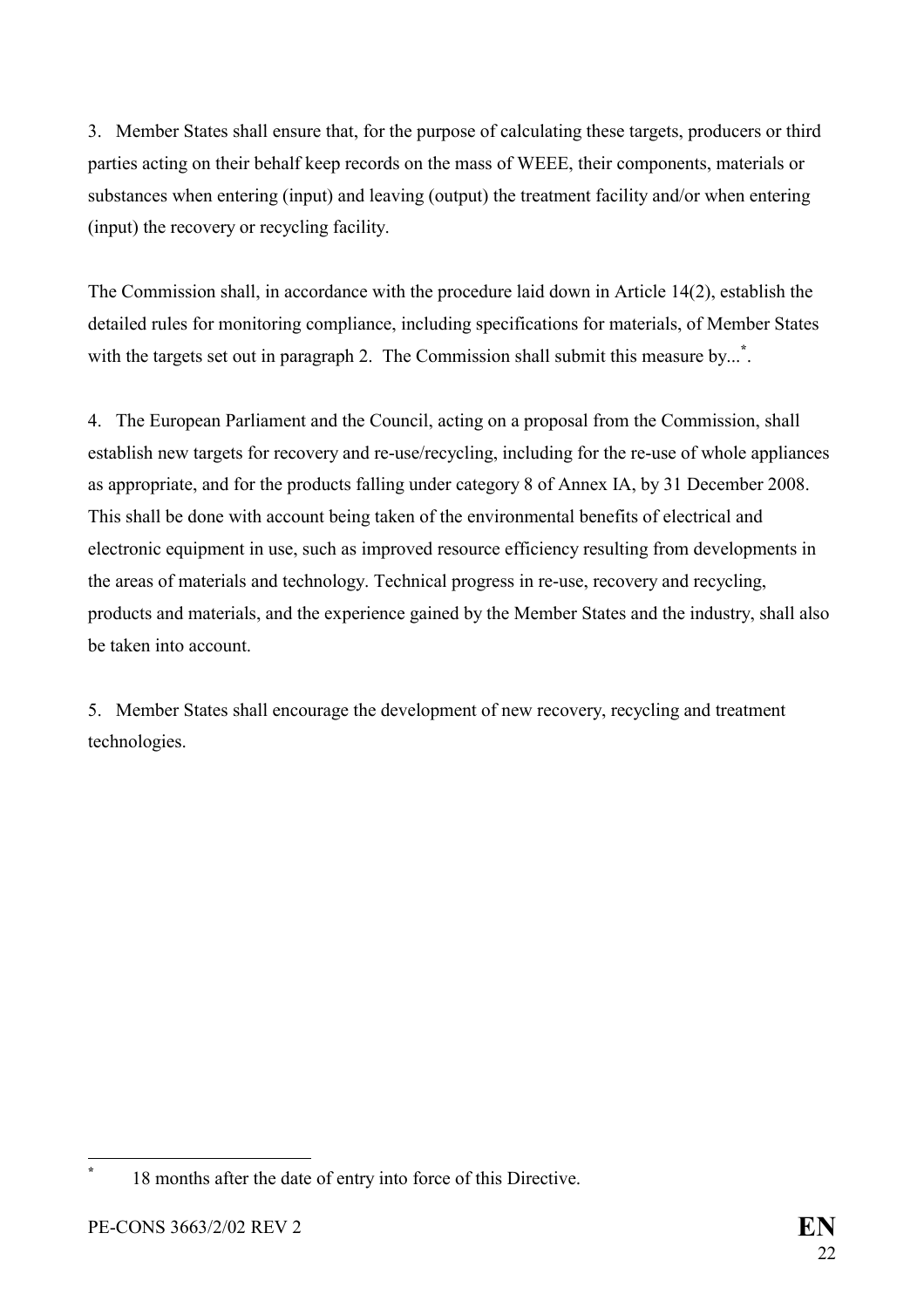3. Member States shall ensure that, for the purpose of calculating these targets, producers or third parties acting on their behalf keep records on the mass of WEEE, their components, materials or substances when entering (input) and leaving (output) the treatment facility and/or when entering (input) the recovery or recycling facility.

The Commission shall, in accordance with the procedure laid down in Article 14(2), establish the detailed rules for monitoring compliance, including specifications for materials, of Member States with the targets set out in paragraph 2. The Commission shall submit this measure by...[*].

4. The European Parliament and the Council, acting on a proposal from the Commission, shall establish new targets for recovery and re-use/recycling, including for the re-use of whole appliances as appropriate, and for the products falling under category 8 of Annex IA, by 31 December 2008. This shall be done with account being taken of the environmental benefits of electrical and electronic equipment in use, such as improved resource efficiency resulting from developments in the areas of materials and technology. Technical progress in re-use, recovery and recycling, products and materials, and the experience gained by the Member States and the industry, shall also be taken into account.

5. Member States shall encourage the development of new recovery, recycling and treatment technologies.

---

[*] 18 months after the date of entry into force of this Directive.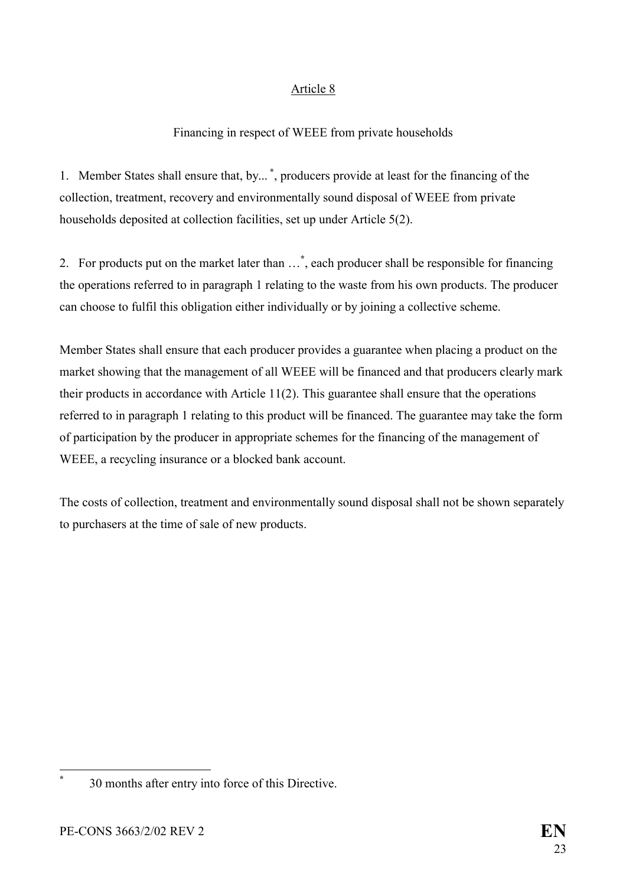Article 8

Financing in respect of WEEE from private households

1. Member States shall ensure that, by... [*], producers provide at least for the financing of the collection, treatment, recovery and environmentally sound disposal of WEEE from private households deposited at collection facilities, set up under Article 5(2).

2. For products put on the market later than … [*], each producer shall be responsible for financing the operations referred to in paragraph 1 relating to the waste from his own products. The producer can choose to fulfil this obligation either individually or by joining a collective scheme.

Member States shall ensure that each producer provides a guarantee when placing a product on the market showing that the management of all WEEE will be financed and that producers clearly mark their products in accordance with Article 11(2). This guarantee shall ensure that the operations referred to in paragraph 1 relating to this product will be financed. The guarantee may take the form of participation by the producer in appropriate schemes for the financing of the management of WEEE, a recycling insurance or a blocked bank account.

The costs of collection, treatment and environmentally sound disposal shall not be shown separately to purchasers at the time of sale of new products.

---

[*] 30 months after entry into force of this Directive.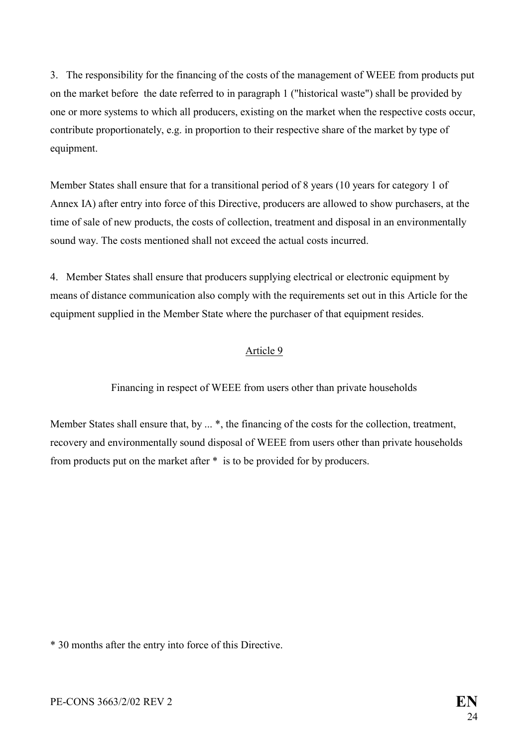3. The responsibility for the financing of the costs of the management of WEEE from products put on the market before the date referred to in paragraph 1 ("historical waste") shall be provided by one or more systems to which all producers, existing on the market when the respective costs occur, contribute proportionately, e.g. in proportion to their respective share of the market by type of equipment.

Member States shall ensure that for a transitional period of 8 years (10 years for category 1 of Annex IA) after entry into force of this Directive, producers are allowed to show purchasers, at the time of sale of new products, the costs of collection, treatment and disposal in an environmentally sound way. The costs mentioned shall not exceed the actual costs incurred.

4. Member States shall ensure that producers supplying electrical or electronic equipment by means of distance communication also comply with the requirements set out in this Article for the equipment supplied in the Member State where the purchaser of that equipment resides.

## Article 9

### Financing in respect of WEEE from users other than private households

Member States shall ensure that, by ... *, the financing of the costs for the collection, treatment, recovery and environmentally sound disposal of WEEE from users other than private households from products put on the market after * is to be provided for by producers.

* 30 months after the entry into force of this Directive.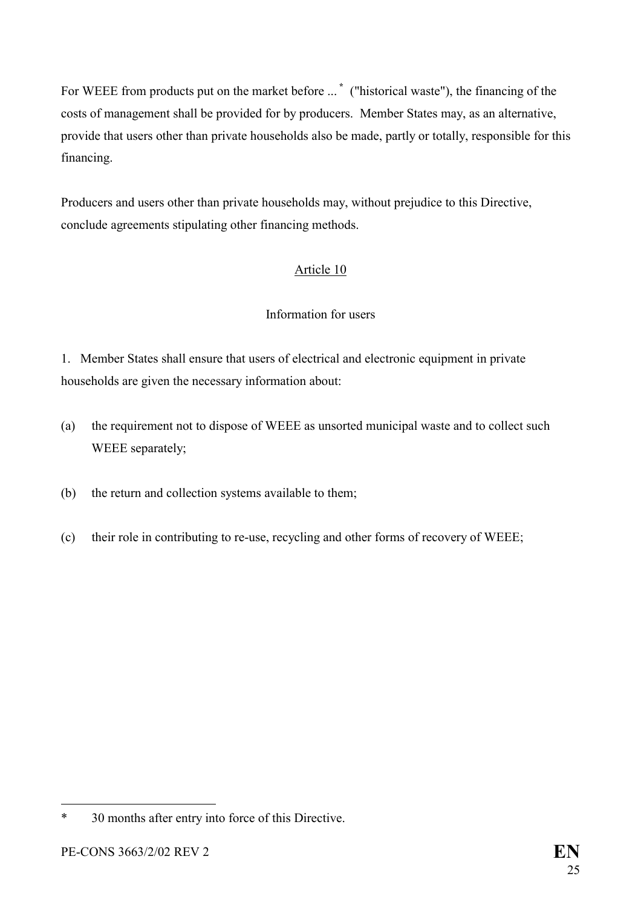For WEEE from products put on the market before ... * ("historical waste"), the financing of the costs of management shall be provided for by producers. Member States may, as an alternative, provide that users other than private households also be made, partly or totally, responsible for this financing.

Producers and users other than private households may, without prejudice to this Directive, conclude agreements stipulating other financing methods.

## Article 10

### Information for users

1. Member States shall ensure that users of electrical and electronic equipment in private households are given the necessary information about:

(a) the requirement not to dispose of WEEE as unsorted municipal waste and to collect such WEEE separately;

(b) the return and collection systems available to them;

(c) their role in contributing to re-use, recycling and other forms of recovery of WEEE;

---

* 30 months after entry into force of this Directive.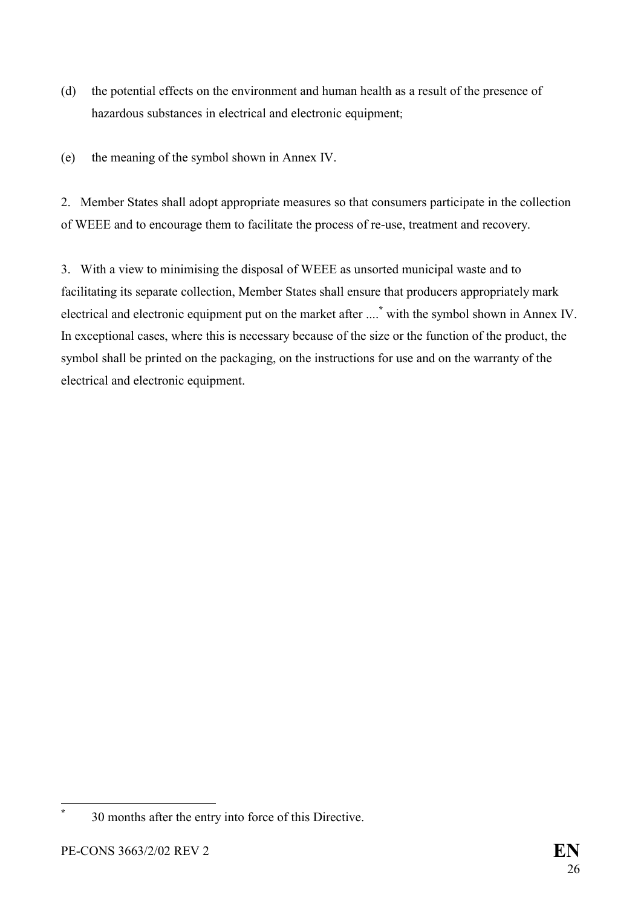(d) the potential effects on the environment and human health as a result of the presence of hazardous substances in electrical and electronic equipment;

(e) the meaning of the symbol shown in Annex IV.

2. Member States shall adopt appropriate measures so that consumers participate in the collection of WEEE and to encourage them to facilitate the process of re-use, treatment and recovery.

3. With a view to minimising the disposal of WEEE as unsorted municipal waste and to facilitating its separate collection, Member States shall ensure that producers appropriately mark electrical and electronic equipment put on the market after ....[*] with the symbol shown in Annex IV. In exceptional cases, where this is necessary because of the size or the function of the product, the symbol shall be printed on the packaging, on the instructions for use and on the warranty of the electrical and electronic equipment.

---

[*] 30 months after the entry into force of this Directive.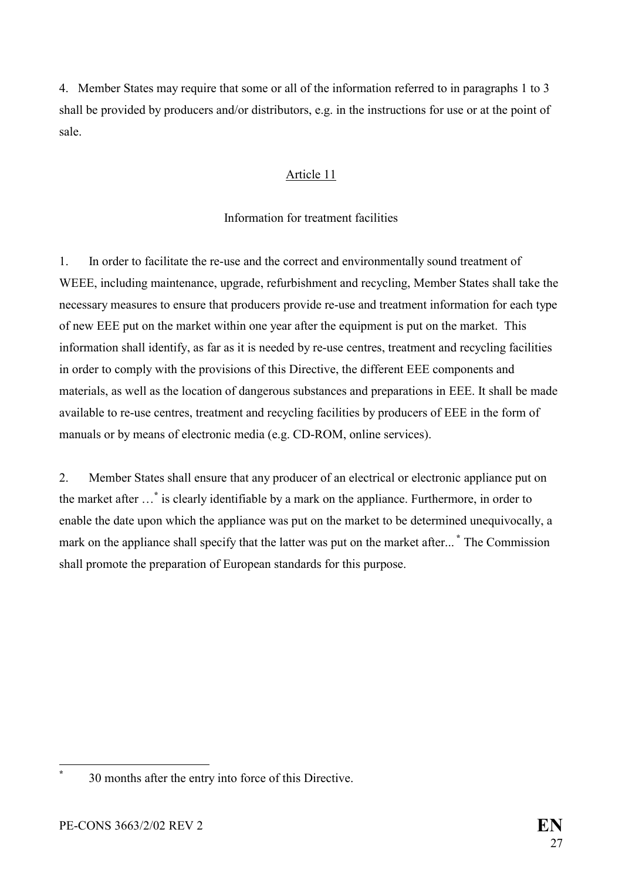4. Member States may require that some or all of the information referred to in paragraphs 1 to 3 shall be provided by producers and/or distributors, e.g. in the instructions for use or at the point of sale.

## Article 11

### Information for treatment facilities

1. In order to facilitate the re-use and the correct and environmentally sound treatment of WEEE, including maintenance, upgrade, refurbishment and recycling, Member States shall take the necessary measures to ensure that producers provide re-use and treatment information for each type of new EEE put on the market within one year after the equipment is put on the market. This information shall identify, as far as it is needed by re-use centres, treatment and recycling facilities in order to comply with the provisions of this Directive, the different EEE components and materials, as well as the location of dangerous substances and preparations in EEE. It shall be made available to re-use centres, treatment and recycling facilities by producers of EEE in the form of manuals or by means of electronic media (e.g. CD-ROM, online services).

2. Member States shall ensure that any producer of an electrical or electronic appliance put on the market after …[*] is clearly identifiable by a mark on the appliance. Furthermore, in order to enable the date upon which the appliance was put on the market to be determined unequivocally, a mark on the appliance shall specify that the latter was put on the market after...[*] The Commission shall promote the preparation of European standards for this purpose.

---

[*] 30 months after the entry into force of this Directive.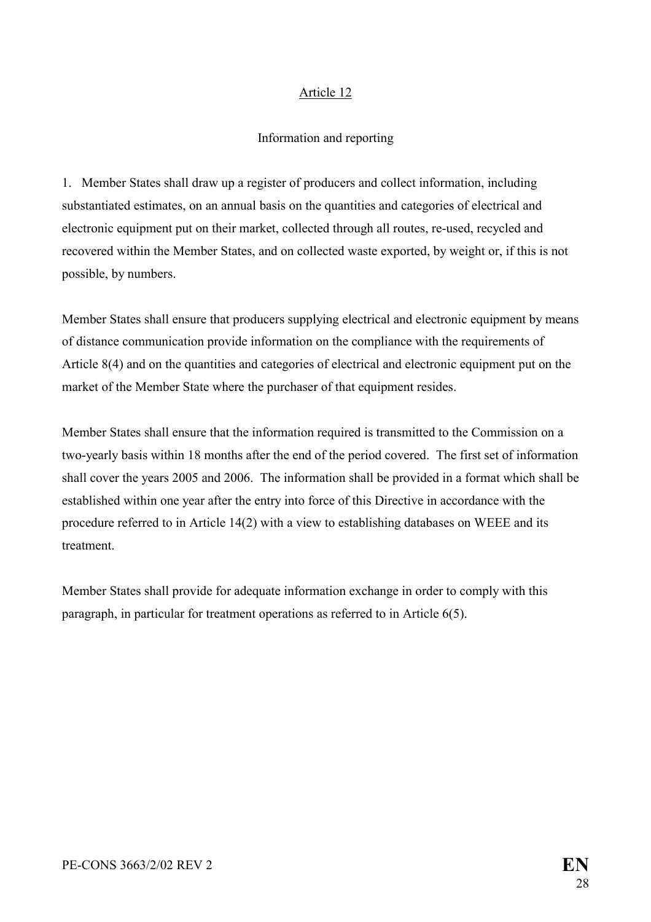Article 12

Information and reporting

1. Member States shall draw up a register of producers and collect information, including substantiated estimates, on an annual basis on the quantities and categories of electrical and electronic equipment put on their market, collected through all routes, re-used, recycled and recovered within the Member States, and on collected waste exported, by weight or, if this is not possible, by numbers.

Member States shall ensure that producers supplying electrical and electronic equipment by means of distance communication provide information on the compliance with the requirements of Article 8(4) and on the quantities and categories of electrical and electronic equipment put on the market of the Member State where the purchaser of that equipment resides.

Member States shall ensure that the information required is transmitted to the Commission on a two-yearly basis within 18 months after the end of the period covered. The first set of information shall cover the years 2005 and 2006. The information shall be provided in a format which shall be established within one year after the entry into force of this Directive in accordance with the procedure referred to in Article 14(2) with a view to establishing databases on WEEE and its treatment.

Member States shall provide for adequate information exchange in order to comply with this paragraph, in particular for treatment operations as referred to in Article 6(5).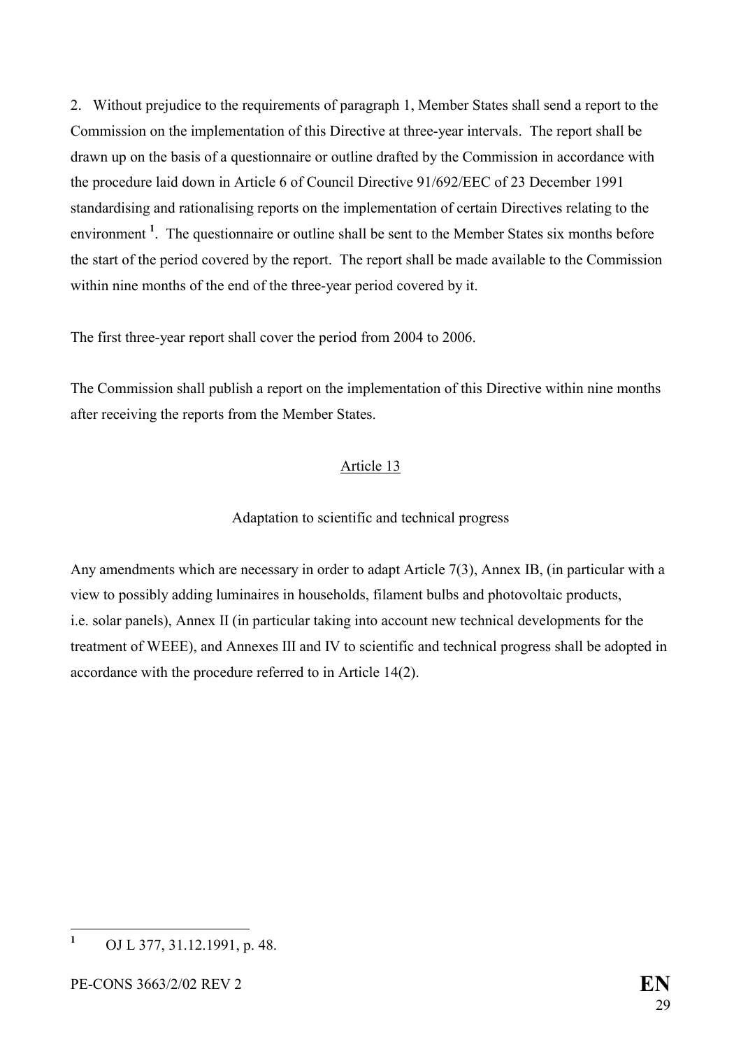2. Without prejudice to the requirements of paragraph 1, Member States shall send a report to the Commission on the implementation of this Directive at three-year intervals. The report shall be drawn up on the basis of a questionnaire or outline drafted by the Commission in accordance with the procedure laid down in Article 6 of Council Directive 91/692/EEC of 23 December 1991 standardising and rationalising reports on the implementation of certain Directives relating to the environment [1]. The questionnaire or outline shall be sent to the Member States six months before the start of the period covered by the report. The report shall be made available to the Commission within nine months of the end of the three-year period covered by it.

The first three-year report shall cover the period from 2004 to 2006.

The Commission shall publish a report on the implementation of this Directive within nine months after receiving the reports from the Member States.

## Article 13

### Adaptation to scientific and technical progress

Any amendments which are necessary in order to adapt Article 7(3), Annex IB, (in particular with a view to possibly adding luminaires in households, filament bulbs and photovoltaic products, i.e. solar panels), Annex II (in particular taking into account new technical developments for the treatment of WEEE), and Annexes III and IV to scientific and technical progress shall be adopted in accordance with the procedure referred to in Article 14(2).

---

[1] OJ L 377, 31.12.1991, p. 48.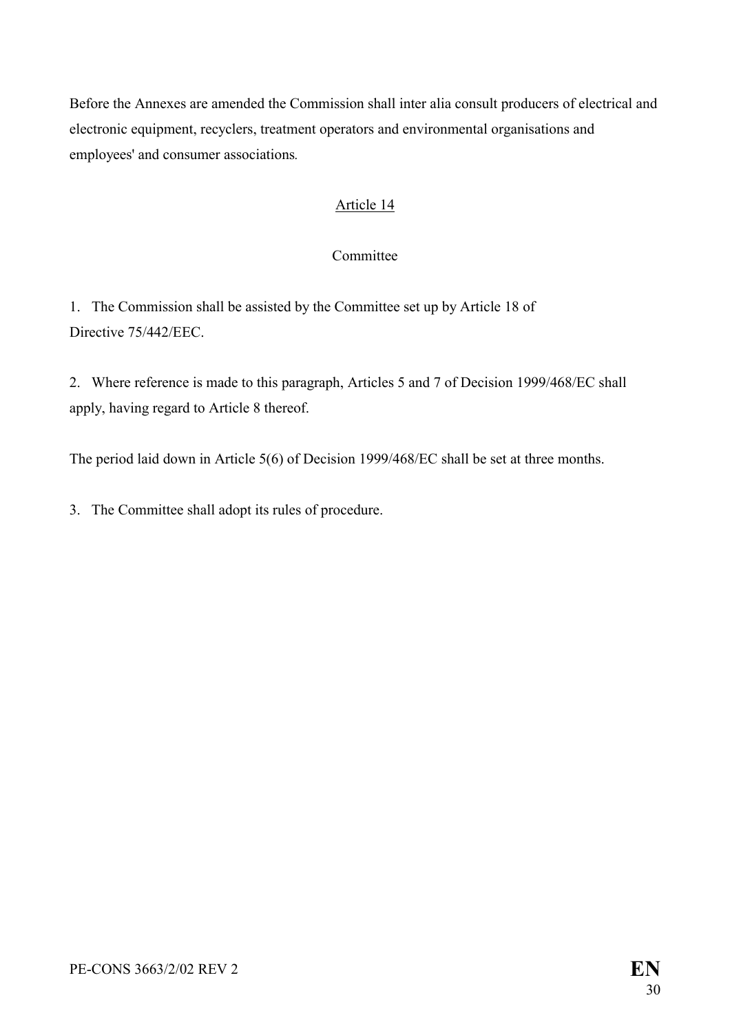Before the Annexes are amended the Commission shall inter alia consult producers of electrical and electronic equipment, recyclers, treatment operators and environmental organisations and employees' and consumer associations.

## Article 14

### Committee

1. The Commission shall be assisted by the Committee set up by Article 18 of Directive 75/442/EEC.

2. Where reference is made to this paragraph, Articles 5 and 7 of Decision 1999/468/EC shall apply, having regard to Article 8 thereof.

The period laid down in Article 5(6) of Decision 1999/468/EC shall be set at three months.

3. The Committee shall adopt its rules of procedure.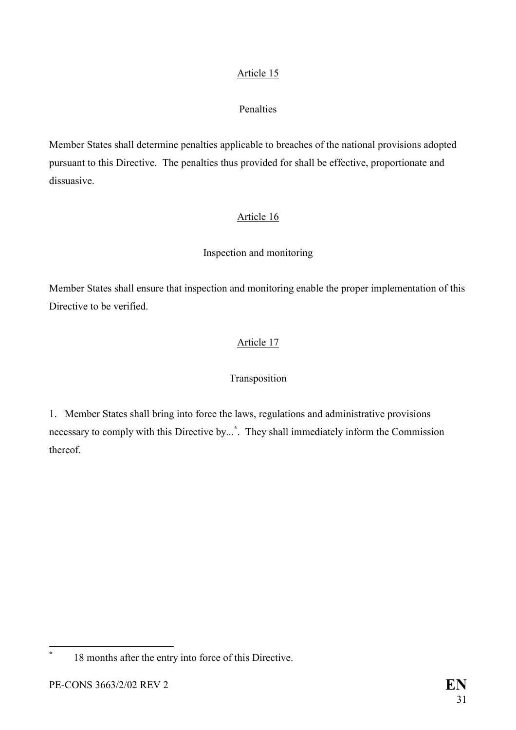Article 15

Penalties

Member States shall determine penalties applicable to breaches of the national provisions adopted pursuant to this Directive. The penalties thus provided for shall be effective, proportionate and dissuasive.

Article 16

Inspection and monitoring

Member States shall ensure that inspection and monitoring enable the proper implementation of this Directive to be verified.

Article 17

Transposition

1. Member States shall bring into force the laws, regulations and administrative provisions necessary to comply with this Directive by...[*]. They shall immediately inform the Commission thereof.

[*] 18 months after the entry into force of this Directive.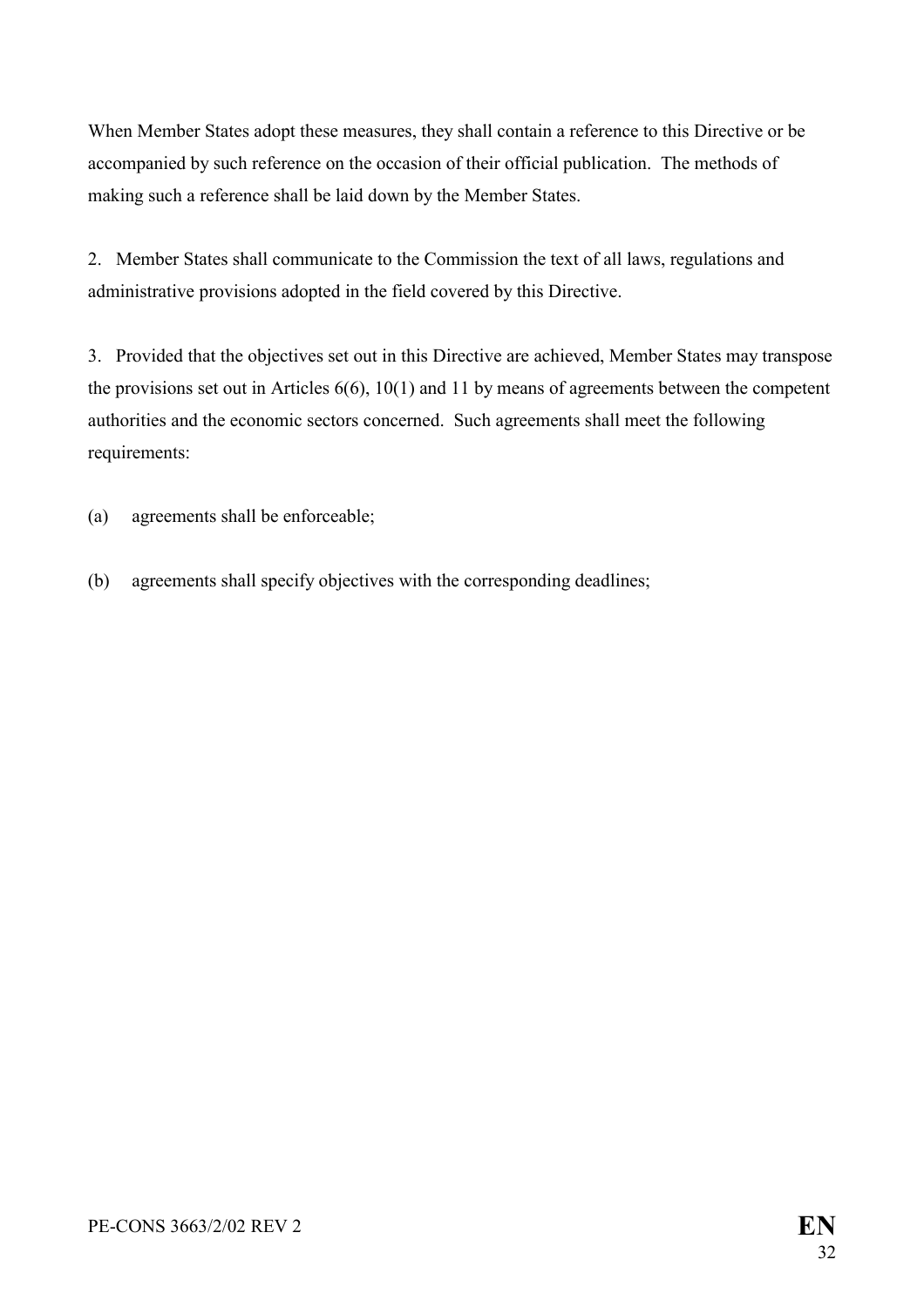When Member States adopt these measures, they shall contain a reference to this Directive or be accompanied by such reference on the occasion of their official publication. The methods of making such a reference shall be laid down by the Member States.

2. Member States shall communicate to the Commission the text of all laws, regulations and administrative provisions adopted in the field covered by this Directive.

3. Provided that the objectives set out in this Directive are achieved, Member States may transpose the provisions set out in Articles 6(6), 10(1) and 11 by means of agreements between the competent authorities and the economic sectors concerned. Such agreements shall meet the following requirements:

(a) agreements shall be enforceable;

(b) agreements shall specify objectives with the corresponding deadlines;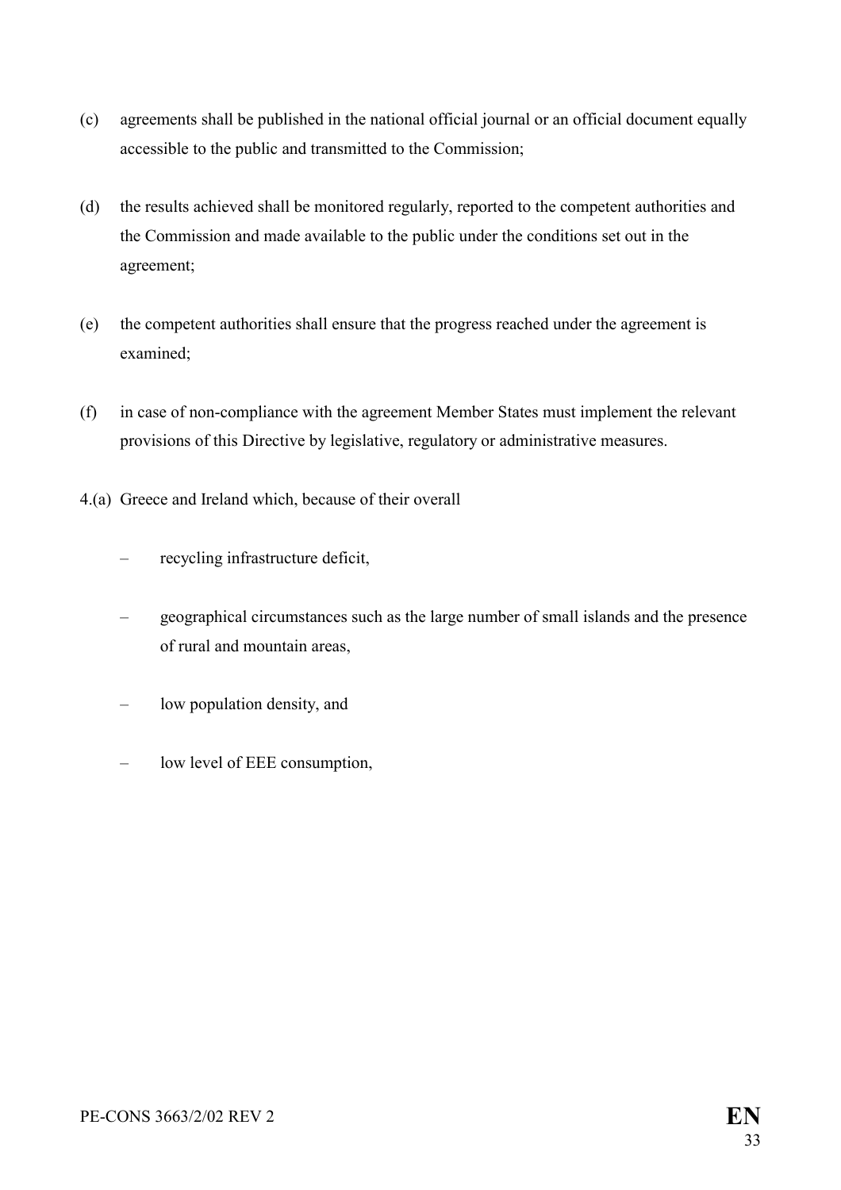(c) agreements shall be published in the national official journal or an official document equally accessible to the public and transmitted to the Commission;

(d) the results achieved shall be monitored regularly, reported to the competent authorities and the Commission and made available to the public under the conditions set out in the agreement;

(e) the competent authorities shall ensure that the progress reached under the agreement is examined;

(f) in case of non-compliance with the agreement Member States must implement the relevant provisions of this Directive by legislative, regulatory or administrative measures.

4.(a) Greece and Ireland which, because of their overall

– recycling infrastructure deficit,

– geographical circumstances such as the large number of small islands and the presence of rural and mountain areas,

– low population density, and

– low level of EEE consumption,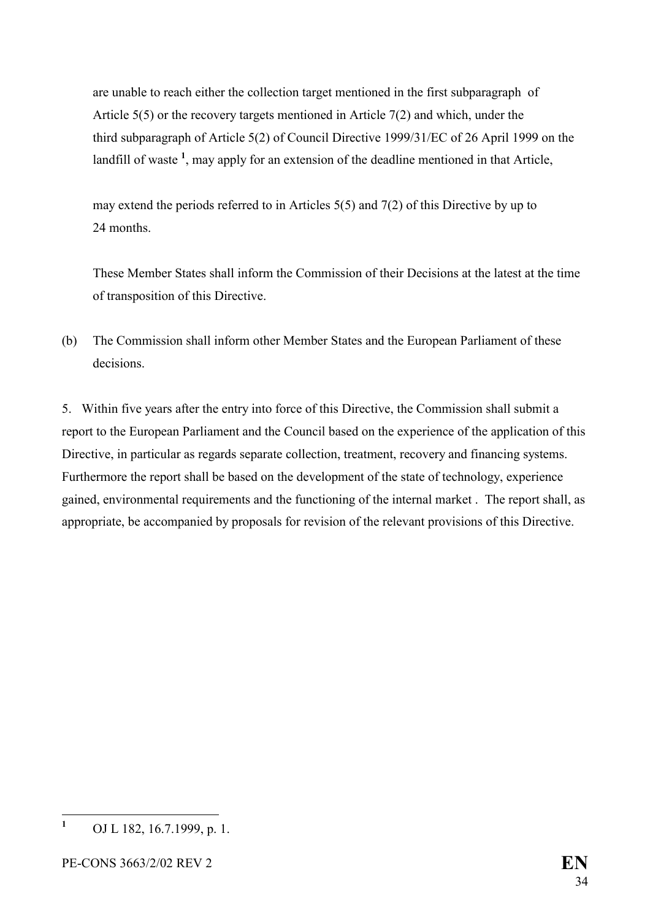are unable to reach either the collection target mentioned in the first subparagraph of Article 5(5) or the recovery targets mentioned in Article 7(2) and which, under the third subparagraph of Article 5(2) of Council Directive 1999/31/EC of 26 April 1999 on the landfill of waste [1], may apply for an extension of the deadline mentioned in that Article,

may extend the periods referred to in Articles 5(5) and 7(2) of this Directive by up to 24 months.

These Member States shall inform the Commission of their Decisions at the latest at the time of transposition of this Directive.

(b) The Commission shall inform other Member States and the European Parliament of these decisions.

5. Within five years after the entry into force of this Directive, the Commission shall submit a report to the European Parliament and the Council based on the experience of the application of this Directive, in particular as regards separate collection, treatment, recovery and financing systems. Furthermore the report shall be based on the development of the state of technology, experience gained, environmental requirements and the functioning of the internal market . The report shall, as appropriate, be accompanied by proposals for revision of the relevant provisions of this Directive.

---

[1] OJ L 182, 16.7.1999, p. 1.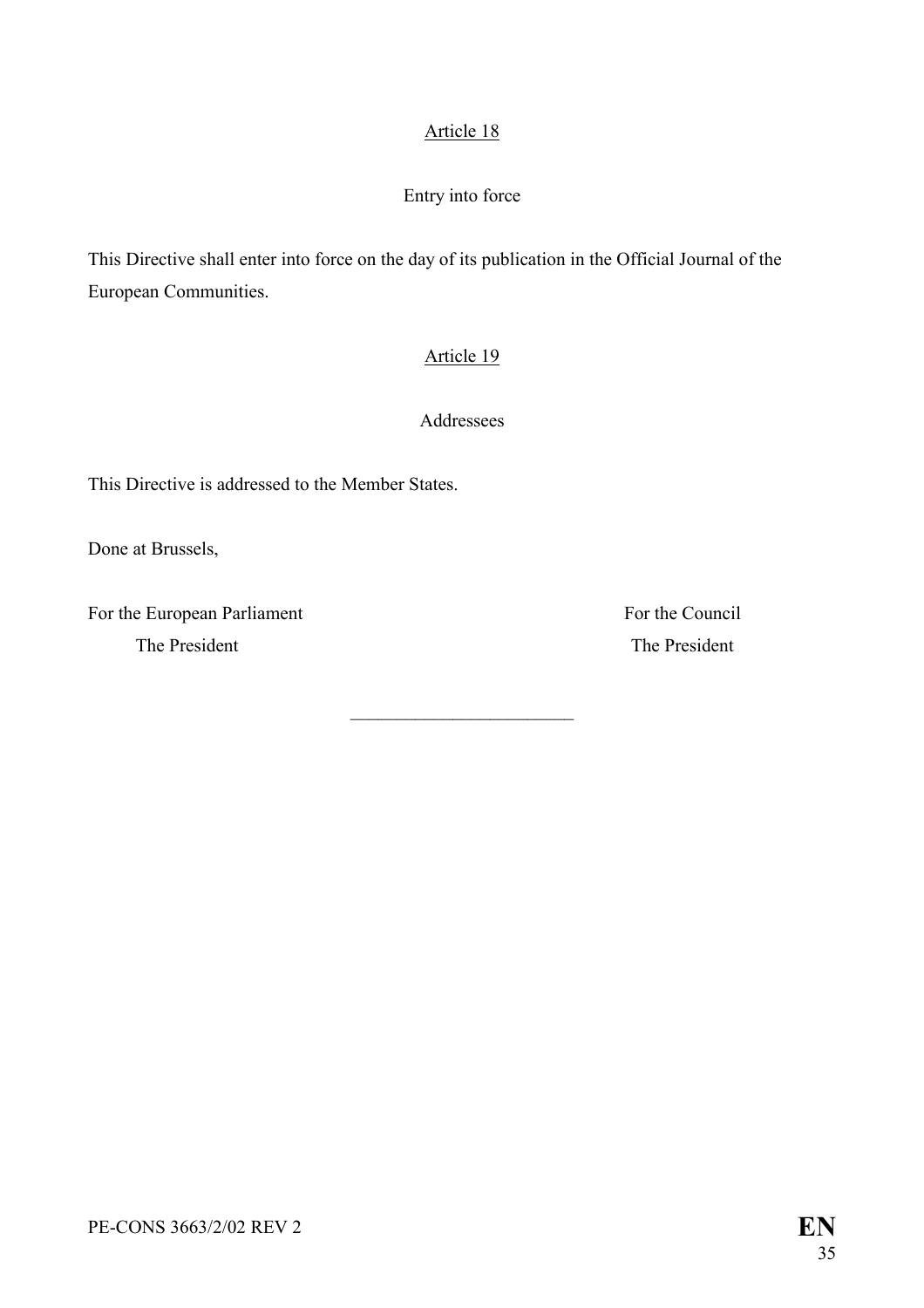Article 18

Entry into force

This Directive shall enter into force on the day of its publication in the Official Journal of the European Communities.

Article 19

Addressees

This Directive is addressed to the Member States.

Done at Brussels,

For the European Parliament
The President

For the Council
The President

________________________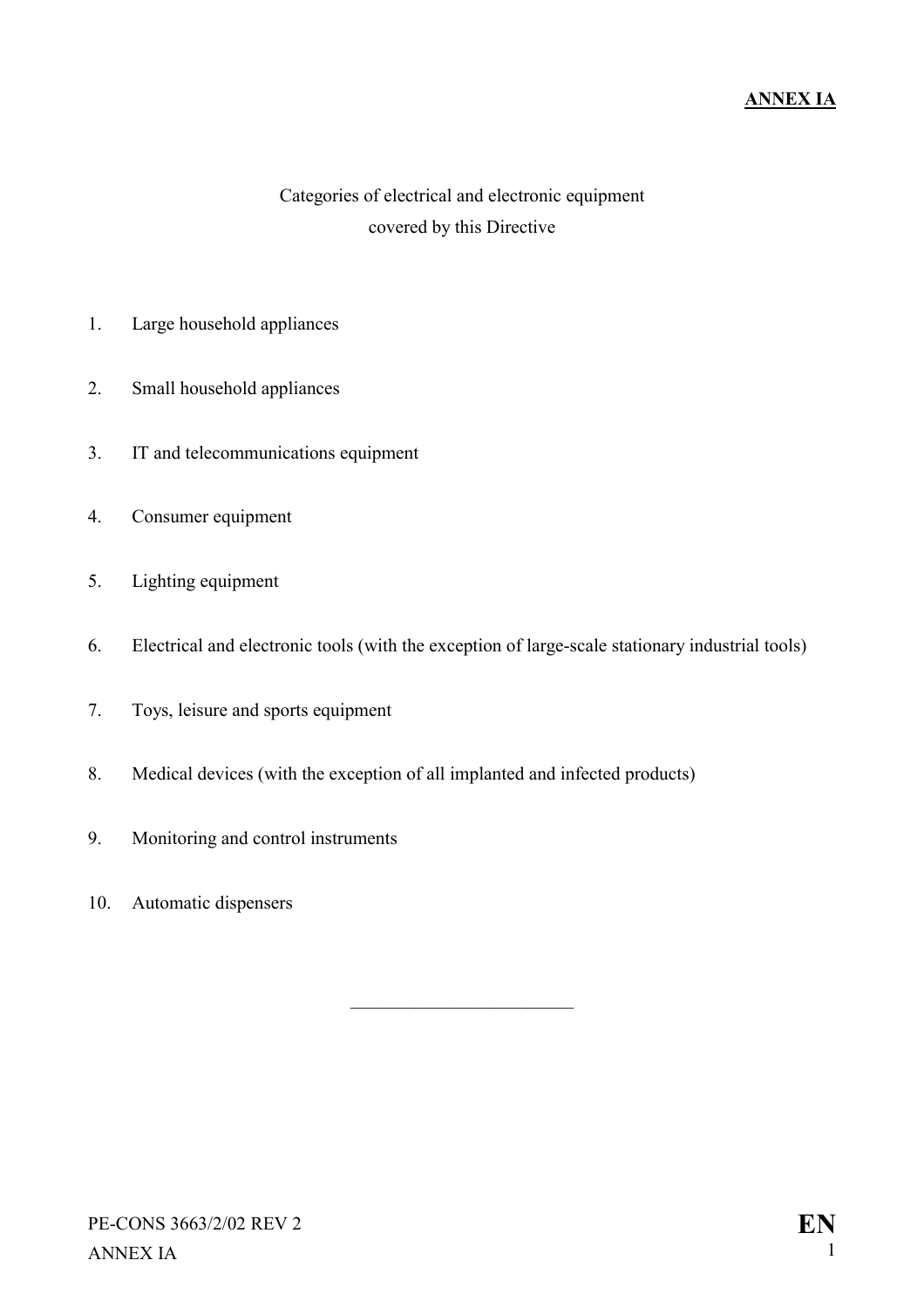**ANNEX IA**

Categories of electrical and electronic equipment
covered by this Directive

1. Large household appliances

2. Small household appliances

3. IT and telecommunications equipment

4. Consumer equipment

5. Lighting equipment

6. Electrical and electronic tools (with the exception of large-scale stationary industrial tools)

7. Toys, leisure and sports equipment

8. Medical devices (with the exception of all implanted and infected products)

9. Monitoring and control instruments

10. Automatic dispensers

________________________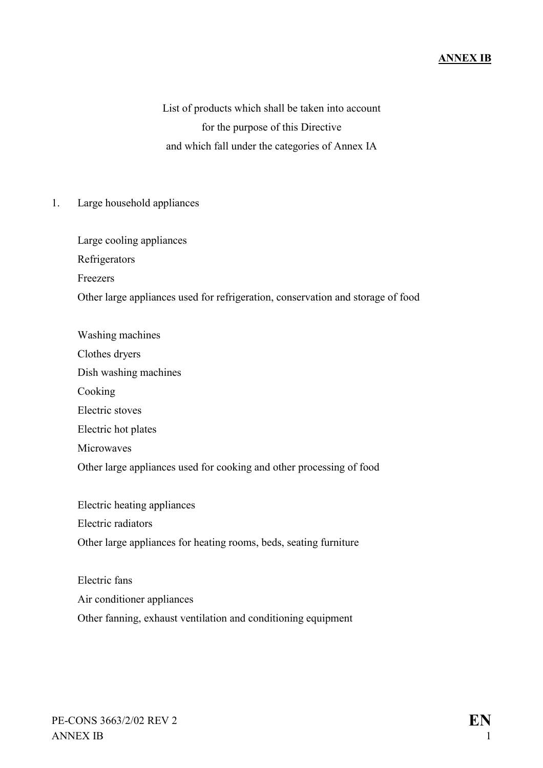**ANNEX IB**

List of products which shall be taken into account
for the purpose of this Directive
and which fall under the categories of Annex IA

1. Large household appliances

Large cooling appliances
Refrigerators
Freezers
Other large appliances used for refrigeration, conservation and storage of food

Washing machines
Clothes dryers
Dish washing machines
Cooking
Electric stoves
Electric hot plates
Microwaves
Other large appliances used for cooking and other processing of food

Electric heating appliances
Electric radiators
Other large appliances for heating rooms, beds, seating furniture

Electric fans
Air conditioner appliances
Other fanning, exhaust ventilation and conditioning equipment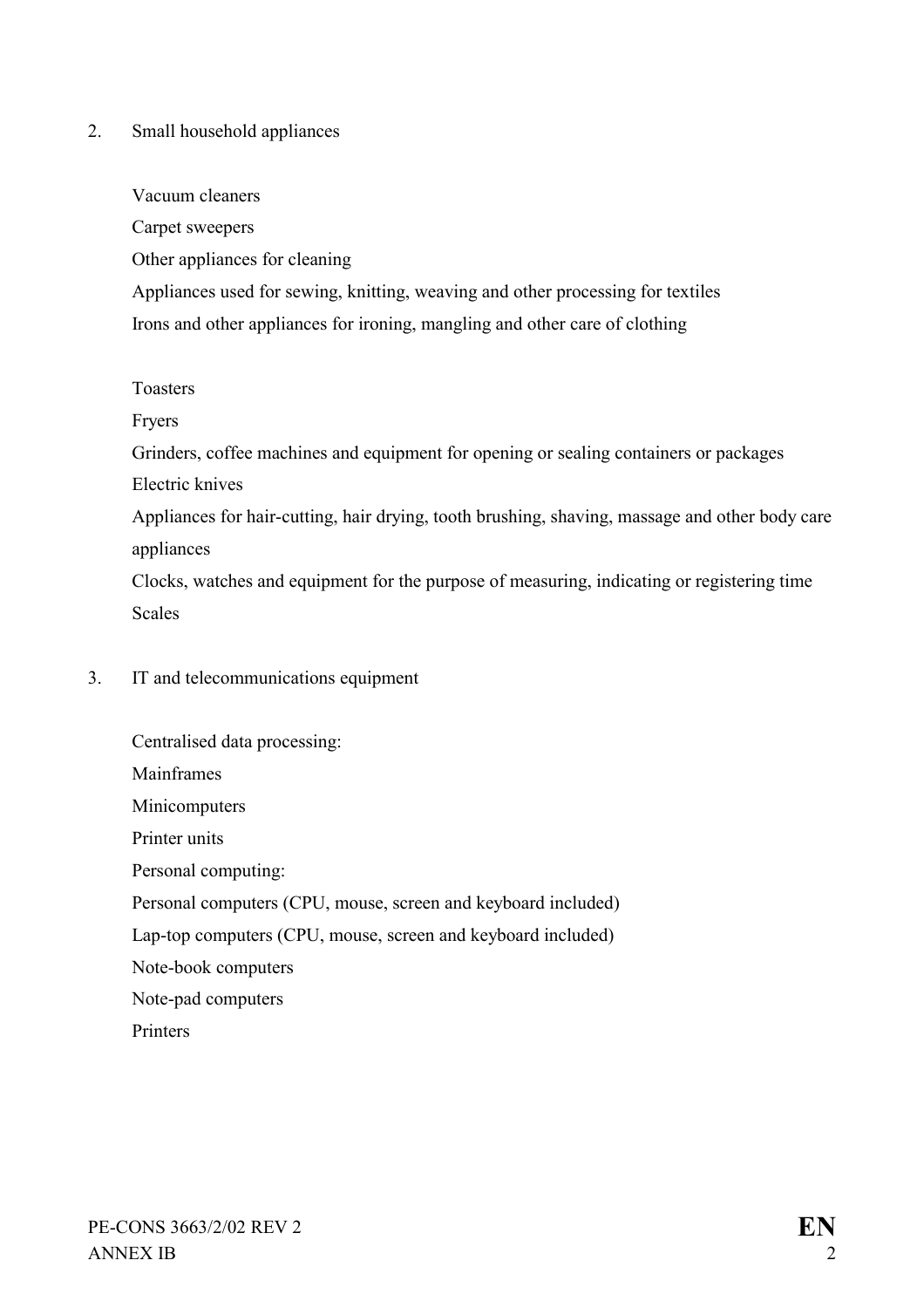2. Small household appliances

Vacuum cleaners
Carpet sweepers
Other appliances for cleaning
Appliances used for sewing, knitting, weaving and other processing for textiles
Irons and other appliances for ironing, mangling and other care of clothing

Toasters
Fryers
Grinders, coffee machines and equipment for opening or sealing containers or packages
Electric knives
Appliances for hair-cutting, hair drying, tooth brushing, shaving, massage and other body care appliances
Clocks, watches and equipment for the purpose of measuring, indicating or registering time
Scales

3. IT and telecommunications equipment

Centralised data processing:
Mainframes
Minicomputers
Printer units
Personal computing:
Personal computers (CPU, mouse, screen and keyboard included)
Lap-top computers (CPU, mouse, screen and keyboard included)
Note-book computers
Note-pad computers
Printers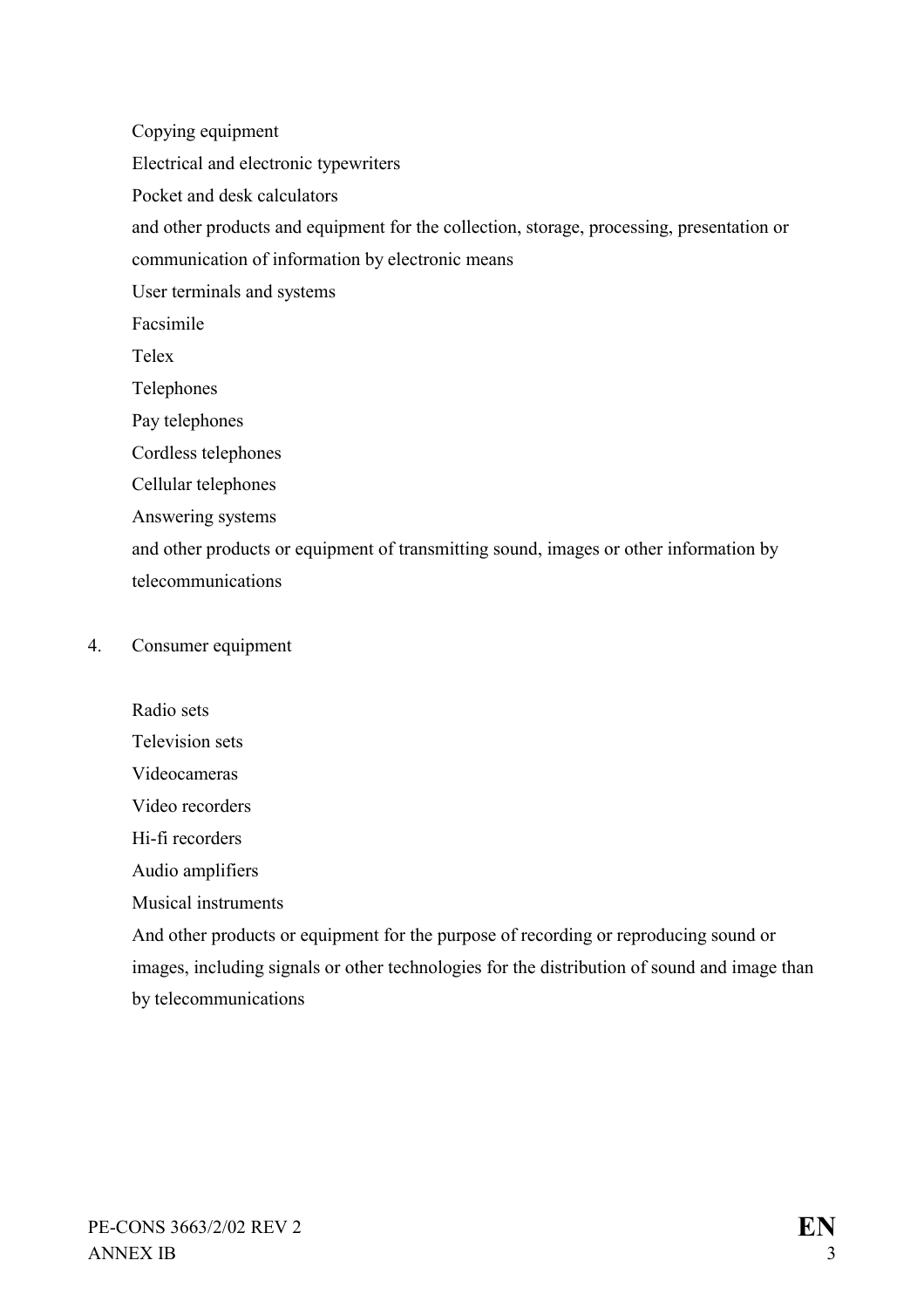Copying equipment

Electrical and electronic typewriters

Pocket and desk calculators

and other products and equipment for the collection, storage, processing, presentation or communication of information by electronic means

User terminals and systems

Facsimile

Telex

Telephones

Pay telephones

Cordless telephones

Cellular telephones

Answering systems

and other products or equipment of transmitting sound, images or other information by telecommunications

4. Consumer equipment

Radio sets

Television sets

Videocameras

Video recorders

Hi-fi recorders

Audio amplifiers

Musical instruments

And other products or equipment for the purpose of recording or reproducing sound or images, including signals or other technologies for the distribution of sound and image than by telecommunications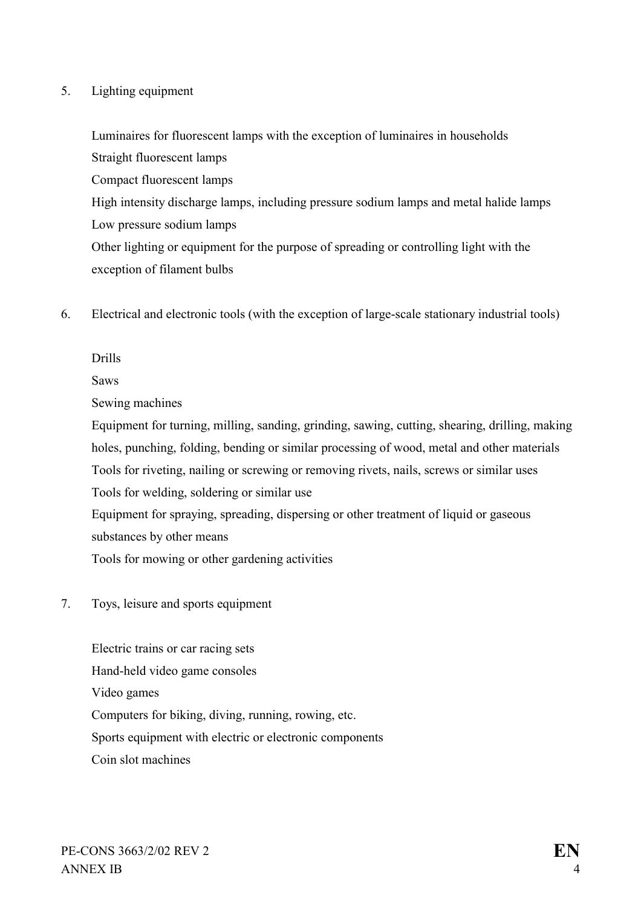5. Lighting equipment

   Luminaires for fluorescent lamps with the exception of luminaires in households
   Straight fluorescent lamps
   Compact fluorescent lamps
   High intensity discharge lamps, including pressure sodium lamps and metal halide lamps
   Low pressure sodium lamps
   Other lighting or equipment for the purpose of spreading or controlling light with the exception of filament bulbs

6. Electrical and electronic tools (with the exception of large-scale stationary industrial tools)

   Drills
   Saws
   Sewing machines
   Equipment for turning, milling, sanding, grinding, sawing, cutting, shearing, drilling, making holes, punching, folding, bending or similar processing of wood, metal and other materials
   Tools for riveting, nailing or screwing or removing rivets, nails, screws or similar uses
   Tools for welding, soldering or similar use
   Equipment for spraying, spreading, dispersing or other treatment of liquid or gaseous substances by other means
   Tools for mowing or other gardening activities

7. Toys, leisure and sports equipment

   Electric trains or car racing sets
   Hand-held video game consoles
   Video games
   Computers for biking, diving, running, rowing, etc.
   Sports equipment with electric or electronic components
   Coin slot machines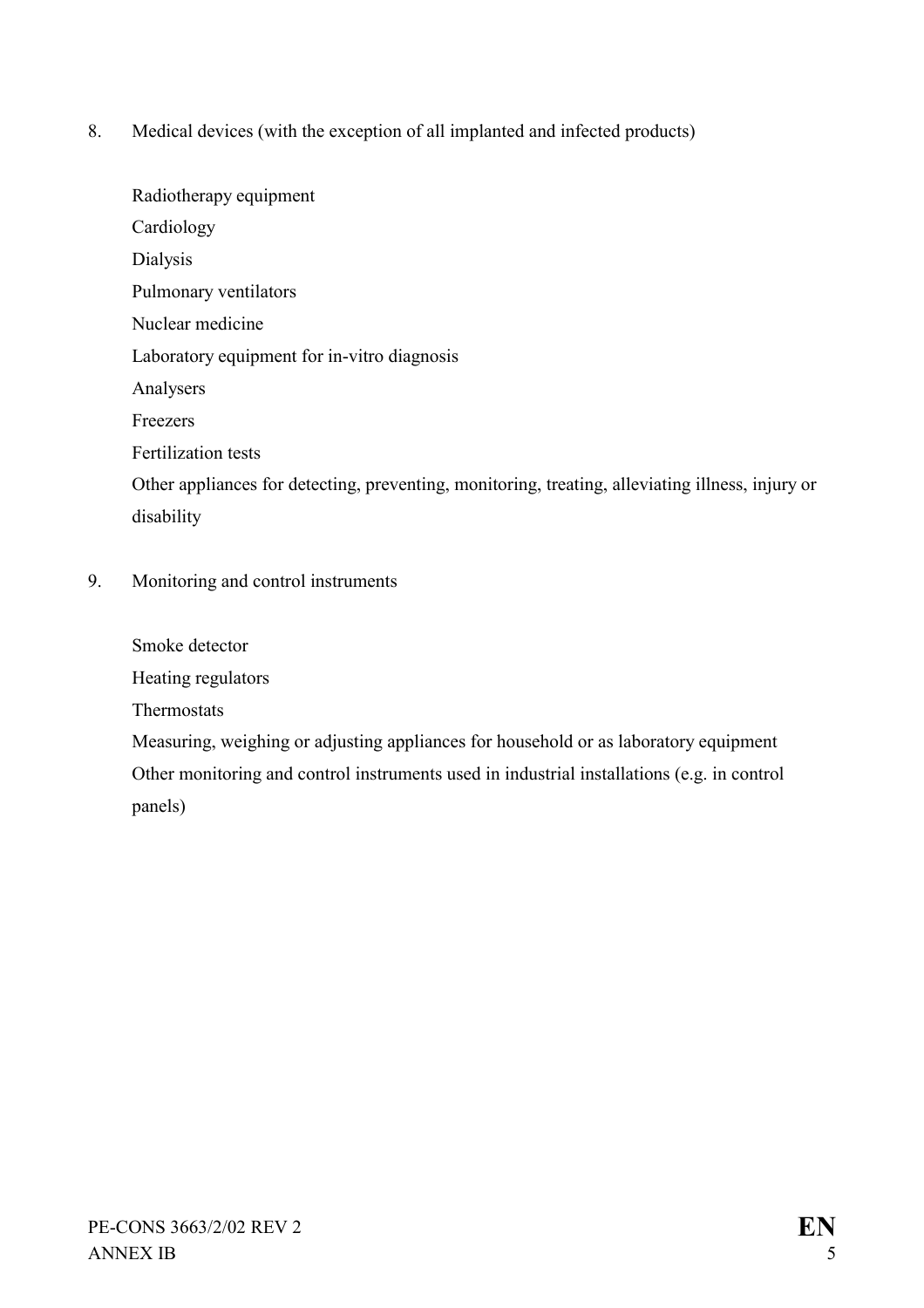8. Medical devices (with the exception of all implanted and infected products)

   Radiotherapy equipment
   Cardiology
   Dialysis
   Pulmonary ventilators
   Nuclear medicine
   Laboratory equipment for in-vitro diagnosis
   Analysers
   Freezers
   Fertilization tests
   Other appliances for detecting, preventing, monitoring, treating, alleviating illness, injury or disability

9. Monitoring and control instruments

   Smoke detector
   Heating regulators
   Thermostats
   Measuring, weighing or adjusting appliances for household or as laboratory equipment
   Other monitoring and control instruments used in industrial installations (e.g. in control panels)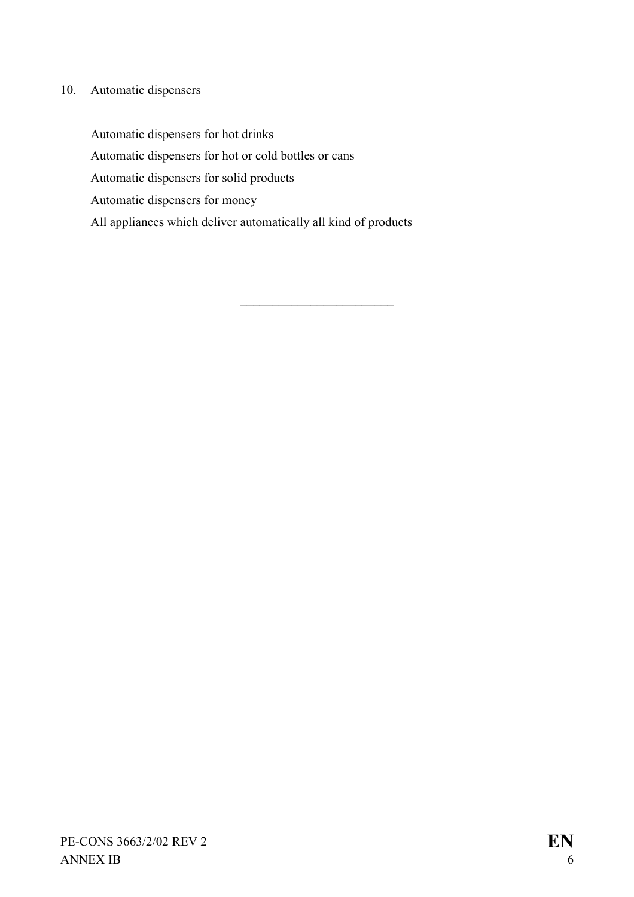10. Automatic dispensers

    Automatic dispensers for hot drinks

    Automatic dispensers for hot or cold bottles or cans

    Automatic dispensers for solid products

    Automatic dispensers for money

    All appliances which deliver automatically all kind of products

________________________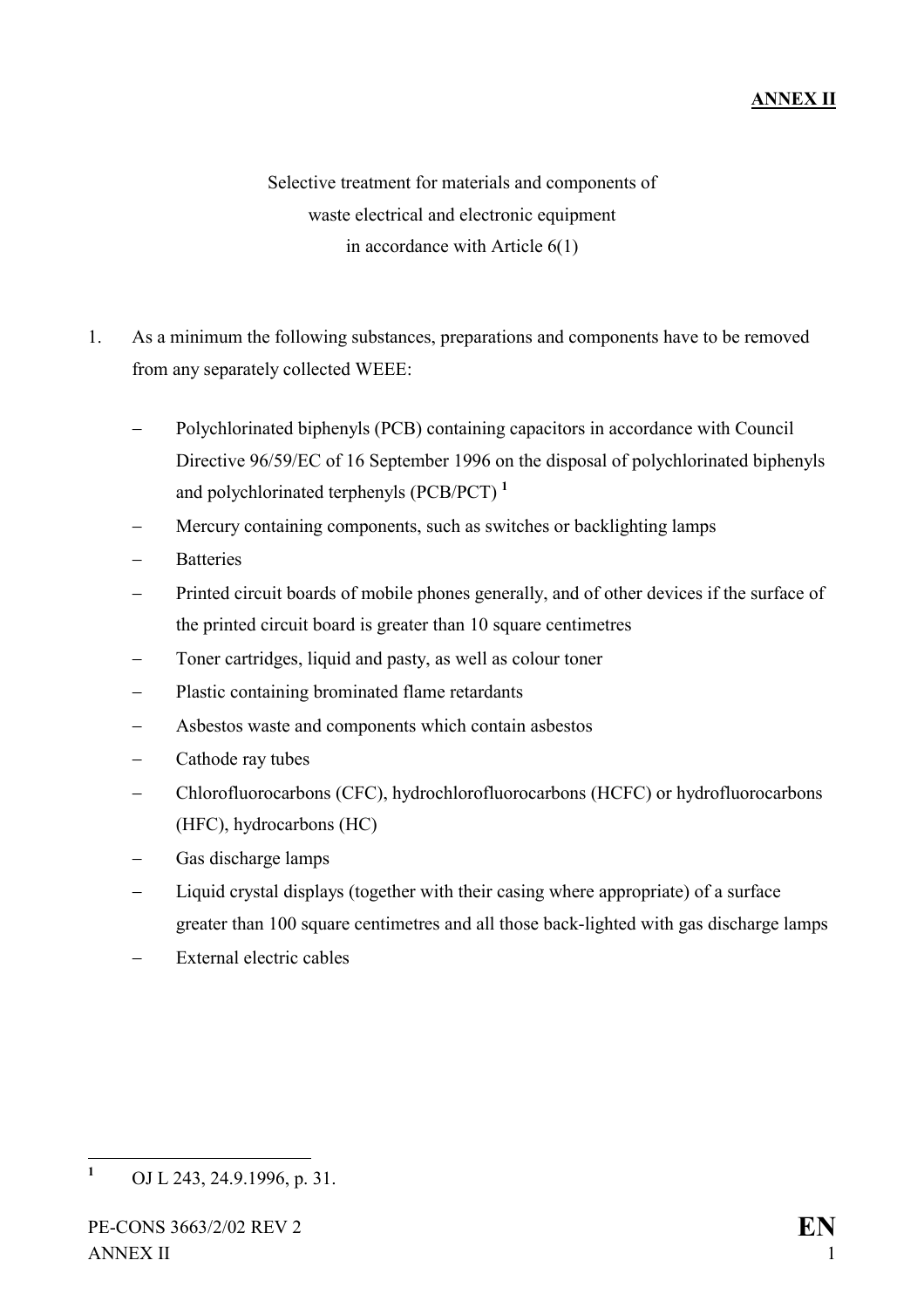**ANNEX II**

Selective treatment for materials and components of
waste electrical and electronic equipment
in accordance with Article 6(1)

1. As a minimum the following substances, preparations and components have to be removed from any separately collected WEEE:

   - Polychlorinated biphenyls (PCB) containing capacitors in accordance with Council Directive 96/59/EC of 16 September 1996 on the disposal of polychlorinated biphenyls and polychlorinated terphenyls (PCB/PCT) [1]
   - Mercury containing components, such as switches or backlighting lamps
   - Batteries
   - Printed circuit boards of mobile phones generally, and of other devices if the surface of the printed circuit board is greater than 10 square centimetres
   - Toner cartridges, liquid and pasty, as well as colour toner
   - Plastic containing brominated flame retardants
   - Asbestos waste and components which contain asbestos
   - Cathode ray tubes
   - Chlorofluorocarbons (CFC), hydrochlorofluorocarbons (HCFC) or hydrofluorocarbons (HFC), hydrocarbons (HC)
   - Gas discharge lamps
   - Liquid crystal displays (together with their casing where appropriate) of a surface greater than 100 square centimetres and all those back-lighted with gas discharge lamps
   - External electric cables

---

[1] OJ L 243, 24.9.1996, p. 31.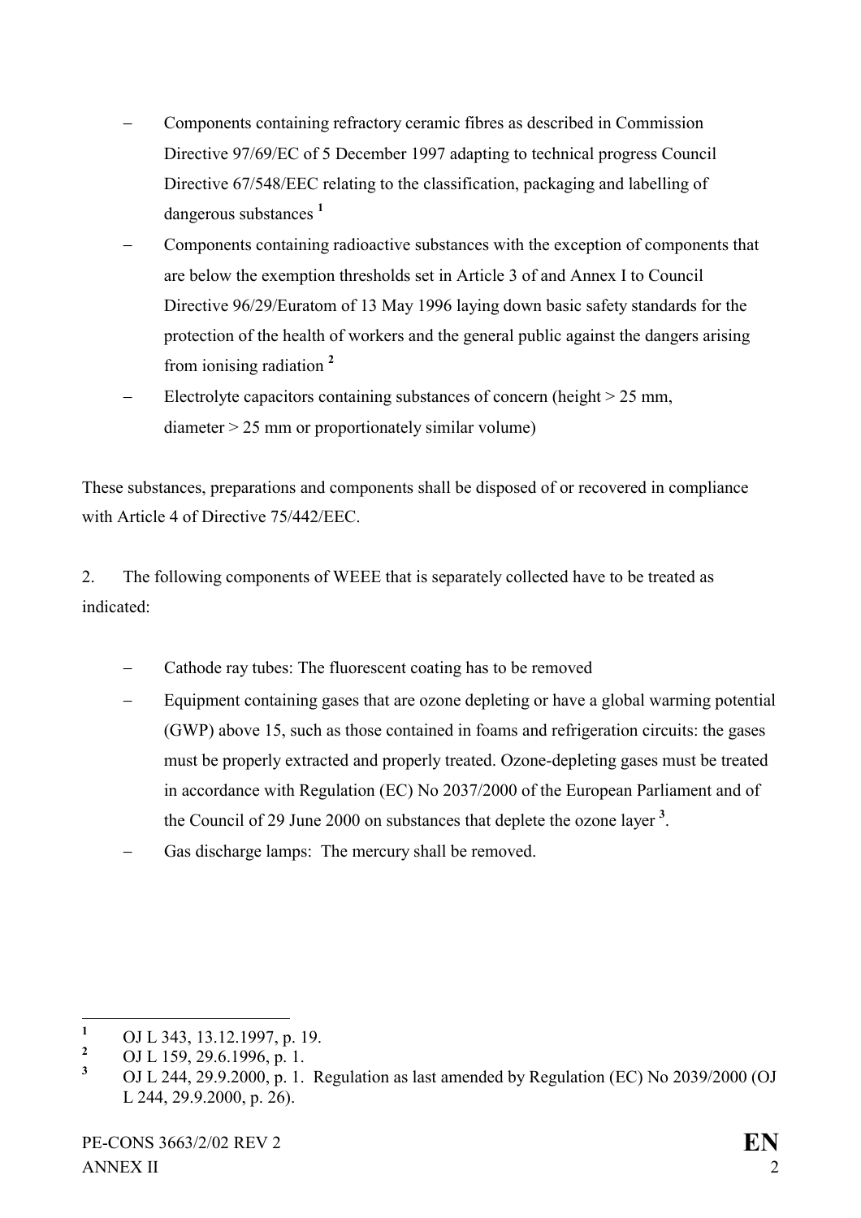- Components containing refractory ceramic fibres as described in Commission Directive 97/69/EC of 5 December 1997 adapting to technical progress Council Directive 67/548/EEC relating to the classification, packaging and labelling of dangerous substances [1]
- Components containing radioactive substances with the exception of components that are below the exemption thresholds set in Article 3 of and Annex I to Council Directive 96/29/Euratom of 13 May 1996 laying down basic safety standards for the protection of the health of workers and the general public against the dangers arising from ionising radiation [2]
- Electrolyte capacitors containing substances of concern (height > 25 mm, diameter > 25 mm or proportionately similar volume)

These substances, preparations and components shall be disposed of or recovered in compliance with Article 4 of Directive 75/442/EEC.

2. The following components of WEEE that is separately collected have to be treated as indicated:

- Cathode ray tubes: The fluorescent coating has to be removed
- Equipment containing gases that are ozone depleting or have a global warming potential (GWP) above 15, such as those contained in foams and refrigeration circuits: the gases must be properly extracted and properly treated. Ozone-depleting gases must be treated in accordance with Regulation (EC) No 2037/2000 of the European Parliament and of the Council of 29 June 2000 on substances that deplete the ozone layer [3].
- Gas discharge lamps: The mercury shall be removed.

---

[1] OJ L 343, 13.12.1997, p. 19.

[2] OJ L 159, 29.6.1996, p. 1.

[3] OJ L 244, 29.9.2000, p. 1. Regulation as last amended by Regulation (EC) No 2039/2000 (OJ L 244, 29.9.2000, p. 26).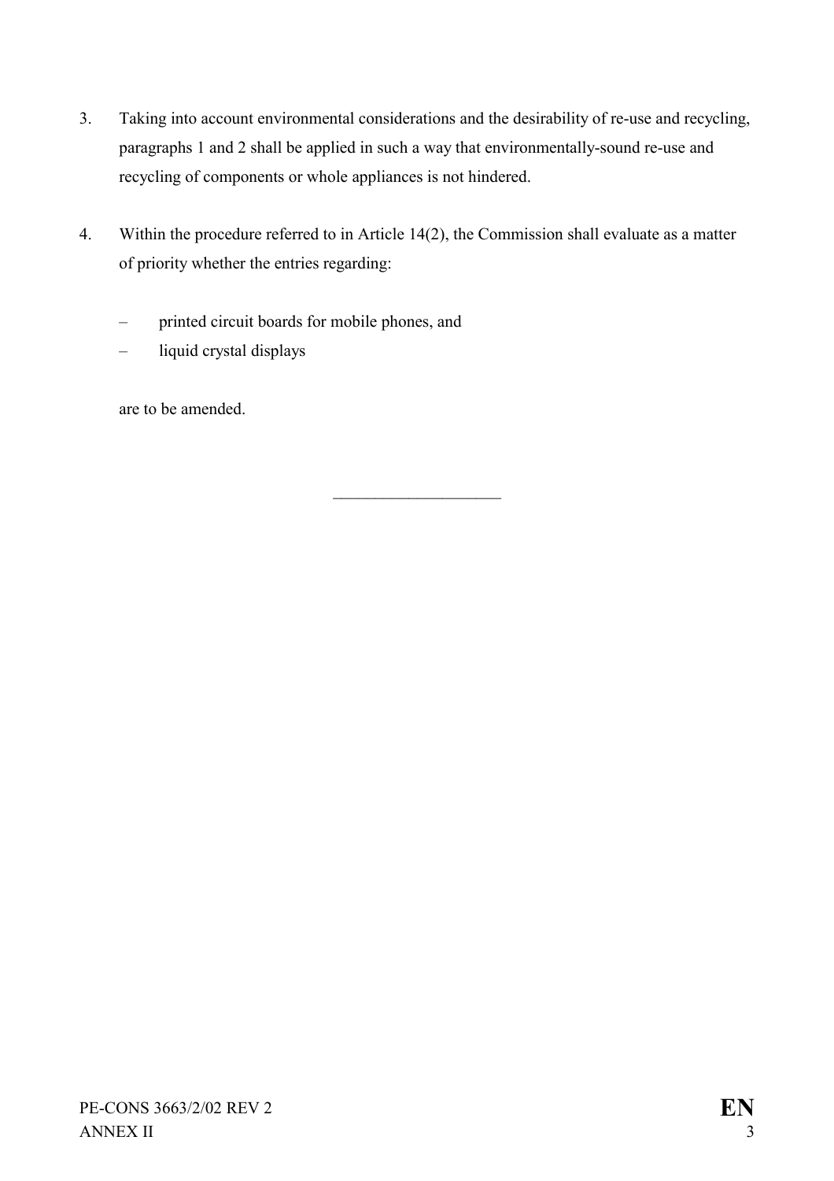3. Taking into account environmental considerations and the desirability of re-use and recycling, paragraphs 1 and 2 shall be applied in such a way that environmentally-sound re-use and recycling of components or whole appliances is not hindered.

4. Within the procedure referred to in Article 14(2), the Commission shall evaluate as a matter of priority whether the entries regarding:

   – printed circuit boards for mobile phones, and
   – liquid crystal displays

   are to be amended.

---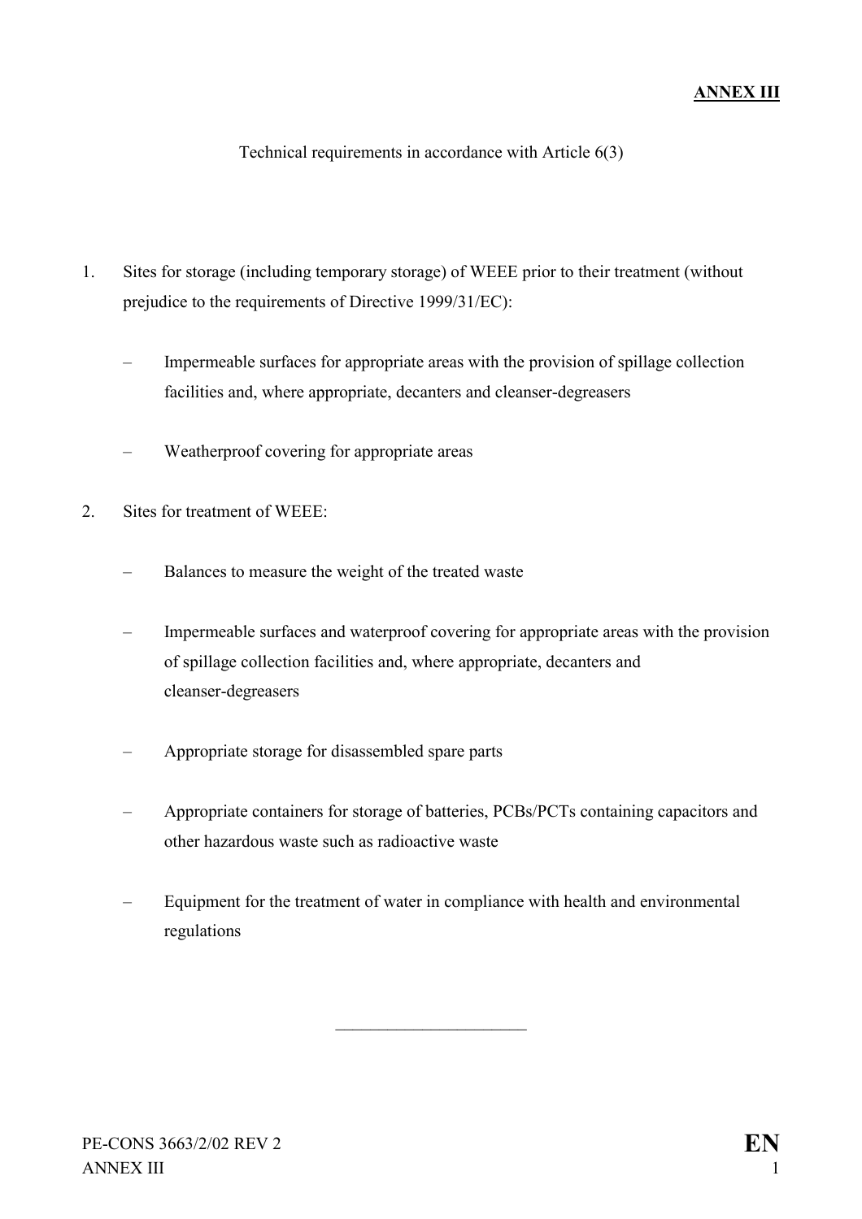**ANNEX III**

Technical requirements in accordance with Article 6(3)

1. Sites for storage (including temporary storage) of WEEE prior to their treatment (without prejudice to the requirements of Directive 1999/31/EC):

   – Impermeable surfaces for appropriate areas with the provision of spillage collection facilities and, where appropriate, decanters and cleanser-degreasers

   – Weatherproof covering for appropriate areas

2. Sites for treatment of WEEE:

   – Balances to measure the weight of the treated waste

   – Impermeable surfaces and waterproof covering for appropriate areas with the provision of spillage collection facilities and, where appropriate, decanters and cleanser-degreasers

   – Appropriate storage for disassembled spare parts

   – Appropriate containers for storage of batteries, PCBs/PCTs containing capacitors and other hazardous waste such as radioactive waste

   – Equipment for the treatment of water in compliance with health and environmental regulations

______________________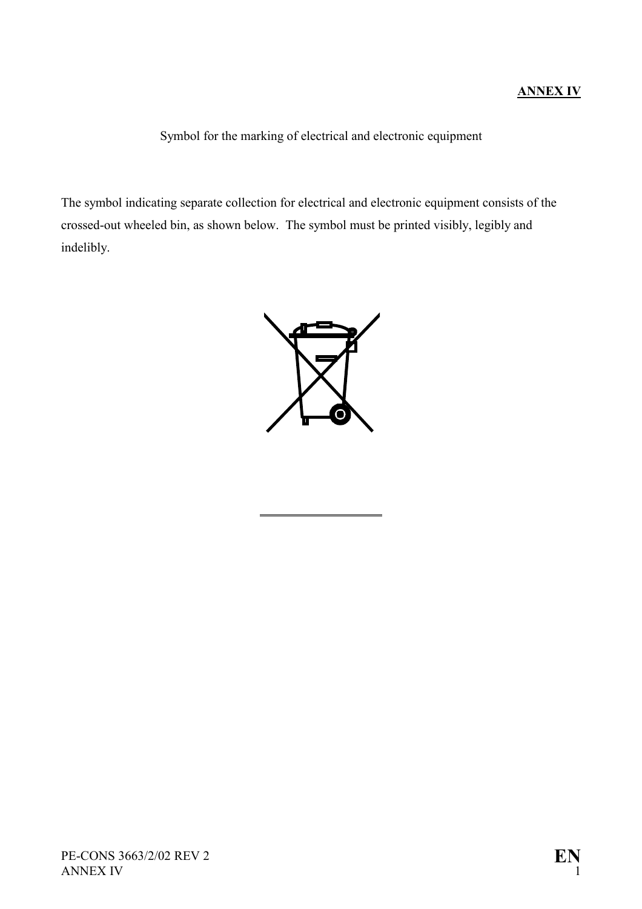**ANNEX IV**

Symbol for the marking of electrical and electronic equipment

The symbol indicating separate collection for electrical and electronic equipment consists of the crossed-out wheeled bin, as shown below. The symbol must be printed visibly, legibly and indelibly.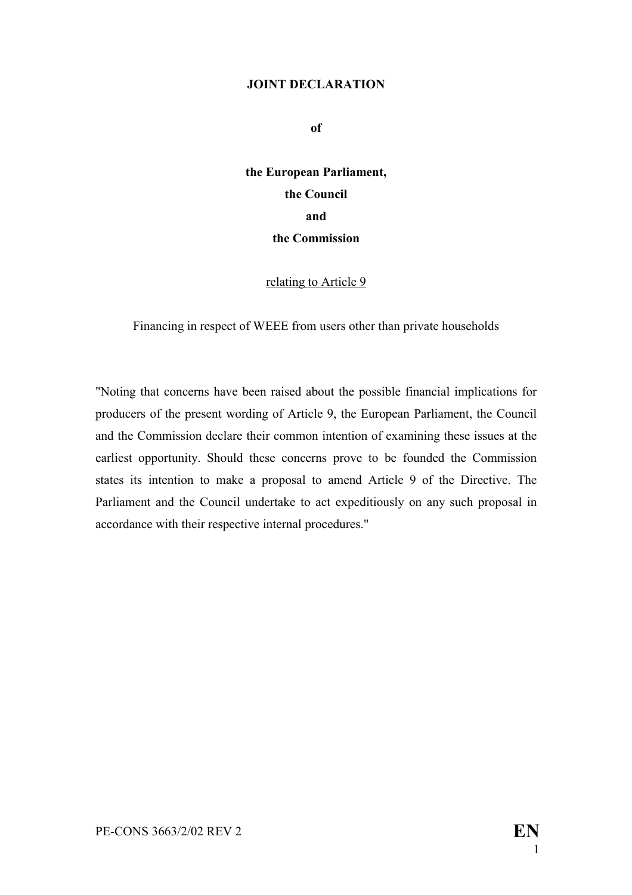**JOINT DECLARATION**

**of**

**the European Parliament,**
**the Council**
**and**
**the Commission**

<u>relating to Article 9</u>

Financing in respect of WEEE from users other than private households

"Noting that concerns have been raised about the possible financial implications for producers of the present wording of Article 9, the European Parliament, the Council and the Commission declare their common intention of examining these issues at the earliest opportunity. Should these concerns prove to be founded the Commission states its intention to make a proposal to amend Article 9 of the Directive. The Parliament and the Council undertake to act expeditiously on any such proposal in accordance with their respective internal procedures."